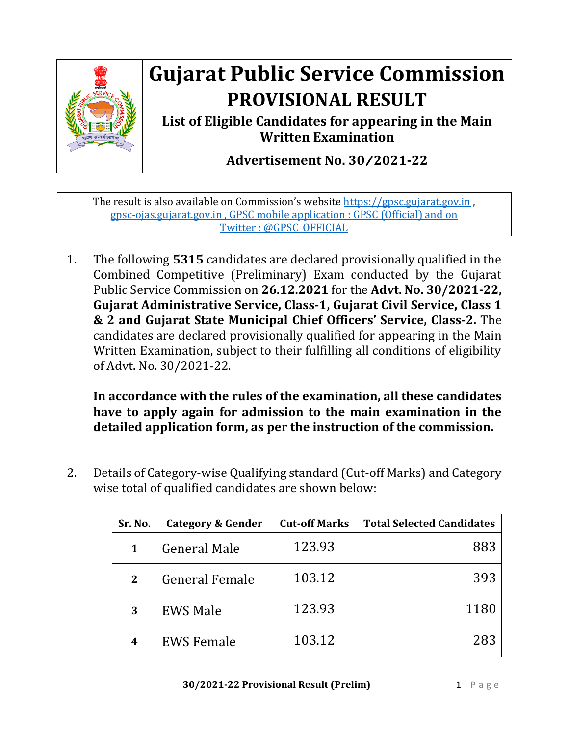# Gujarat Public Service Commission

## PROVISIONAL RESULT

### List of Eligible Candidates for appearing in the Main Written Examination

### Advertisement No. 30/2021-22

The result is also available on Commission's website https://gpsc.gujarat.gov.in , gpsc-ojas.gujarat.gov.in , GPSC mobile application : GPSC (Official) and on Twitter : @GPSC_OFFICIAL

1. The following **5315** candidates are declared provisionally qualified in the Combined Competitive (Preliminary) Exam conducted by the Gujarat Public Service Commission on **26.12.2021** for the **Advt. No. 30/2021-22, Gujarat Administrative Service, Class-1, Gujarat Civil Service, Class 1 & 2 and Gujarat State Municipal Chief Officers' Service, Class-2.** The candidates are declared provisionally qualified for appearing in the Main Written Examination, subject to their fulfilling all conditions of eligibility of Advt. No. 30/2021-22.

   **In accordance with the rules of the examination, all these candidates have to apply again for admission to the main examination in the detailed application form, as per the instruction of the commission.**

2. Details of Category-wise Qualifying standard (Cut-off Marks) and Category wise total of qualified candidates are shown below:

| Sr. No. | Category & Gender | Cut-off Marks | Total Selected Candidates |
|---|---|---|---|
| 1 | General Male | 123.93 | 883 |
| 2 | General Female | 103.12 | 393 |
| 3 | EWS Male | 123.93 | 1180 |
| 4 | EWS Female | 103.12 | 283 |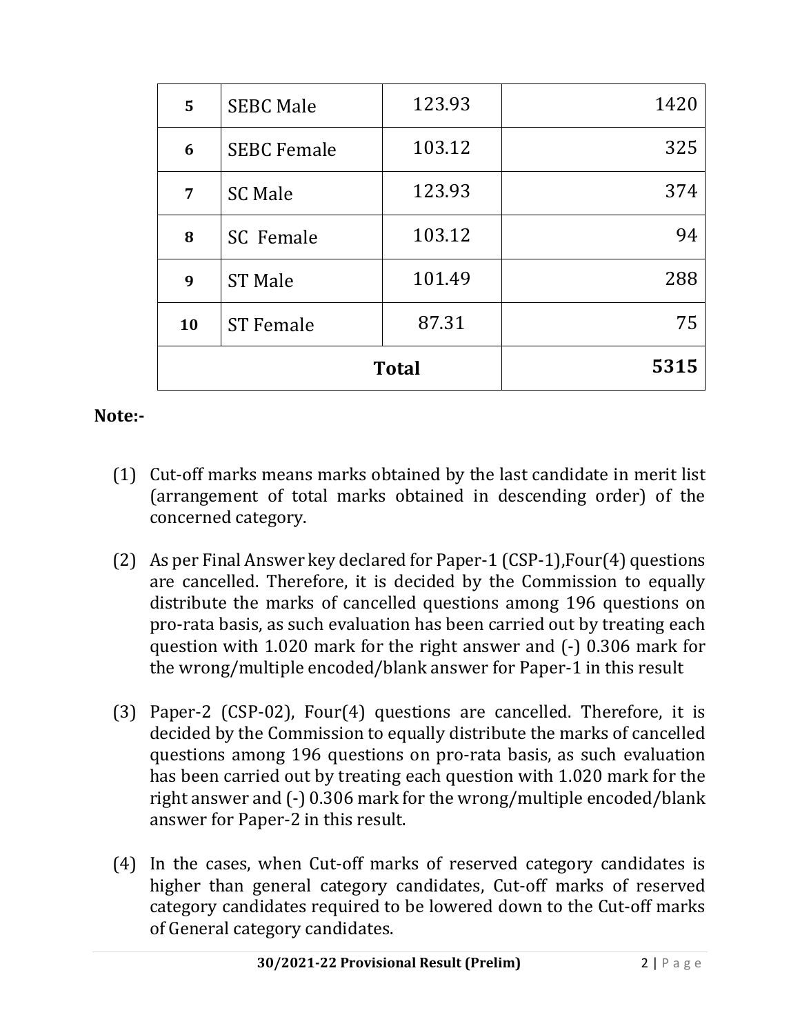| | | | |
|---|---|---|---|
| **5** | SEBC Male | 123.93 | 1420 |
| **6** | SEBC Female | 103.12 | 325 |
| **7** | SC Male | 123.93 | 374 |
| **8** | SC Female | 103.12 | 94 |
| **9** | ST Male | 101.49 | 288 |
| **10** | ST Female | 87.31 | 75 |
| | | **Total** | **5315** |

**Note:-**

(1) Cut-off marks means marks obtained by the last candidate in merit list (arrangement of total marks obtained in descending order) of the concerned category.

(2) As per Final Answer key declared for Paper-1 (CSP-1),Four(4) questions are cancelled. Therefore, it is decided by the Commission to equally distribute the marks of cancelled questions among 196 questions on pro-rata basis, as such evaluation has been carried out by treating each question with 1.020 mark for the right answer and (-) 0.306 mark for the wrong/multiple encoded/blank answer for Paper-1 in this result

(3) Paper-2 (CSP-02), Four(4) questions are cancelled. Therefore, it is decided by the Commission to equally distribute the marks of cancelled questions among 196 questions on pro-rata basis, as such evaluation has been carried out by treating each question with 1.020 mark for the right answer and (-) 0.306 mark for the wrong/multiple encoded/blank answer for Paper-2 in this result.

(4) In the cases, when Cut-off marks of reserved category candidates is higher than general category candidates, Cut-off marks of reserved category candidates required to be lowered down to the Cut-off marks of General category candidates.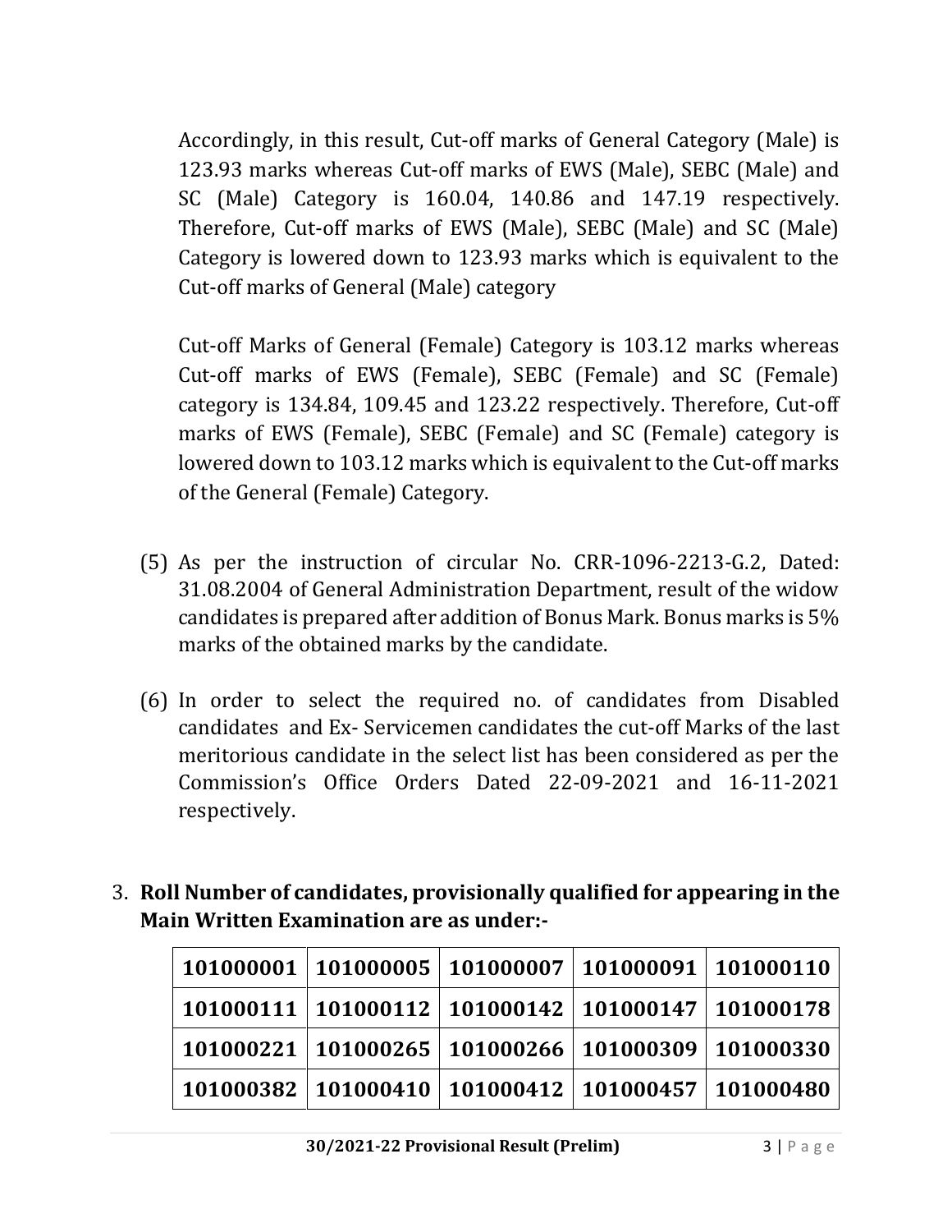Accordingly, in this result, Cut-off marks of General Category (Male) is 123.93 marks whereas Cut-off marks of EWS (Male), SEBC (Male) and SC (Male) Category is 160.04, 140.86 and 147.19 respectively. Therefore, Cut-off marks of EWS (Male), SEBC (Male) and SC (Male) Category is lowered down to 123.93 marks which is equivalent to the Cut-off marks of General (Male) category

Cut-off Marks of General (Female) Category is 103.12 marks whereas Cut-off marks of EWS (Female), SEBC (Female) and SC (Female) category is 134.84, 109.45 and 123.22 respectively. Therefore, Cut-off marks of EWS (Female), SEBC (Female) and SC (Female) category is lowered down to 103.12 marks which is equivalent to the Cut-off marks of the General (Female) Category.

(5) As per the instruction of circular No. CRR-1096-2213-G.2, Dated: 31.08.2004 of General Administration Department, result of the widow candidates is prepared after addition of Bonus Mark. Bonus marks is 5% marks of the obtained marks by the candidate.

(6) In order to select the required no. of candidates from Disabled candidates and Ex- Servicemen candidates the cut-off Marks of the last meritorious candidate in the select list has been considered as per the Commission's Office Orders Dated 22-09-2021 and 16-11-2021 respectively.

3. **Roll Number of candidates, provisionally qualified for appearing in the Main Written Examination are as under:-**

| | | | | |
|---|---|---|---|---|
| **101000001** | **101000005** | **101000007** | **101000091** | **101000110** |
| **101000111** | **101000112** | **101000142** | **101000147** | **101000178** |
| **101000221** | **101000265** | **101000266** | **101000309** | **101000330** |
| **101000382** | **101000410** | **101000412** | **101000457** | **101000480** |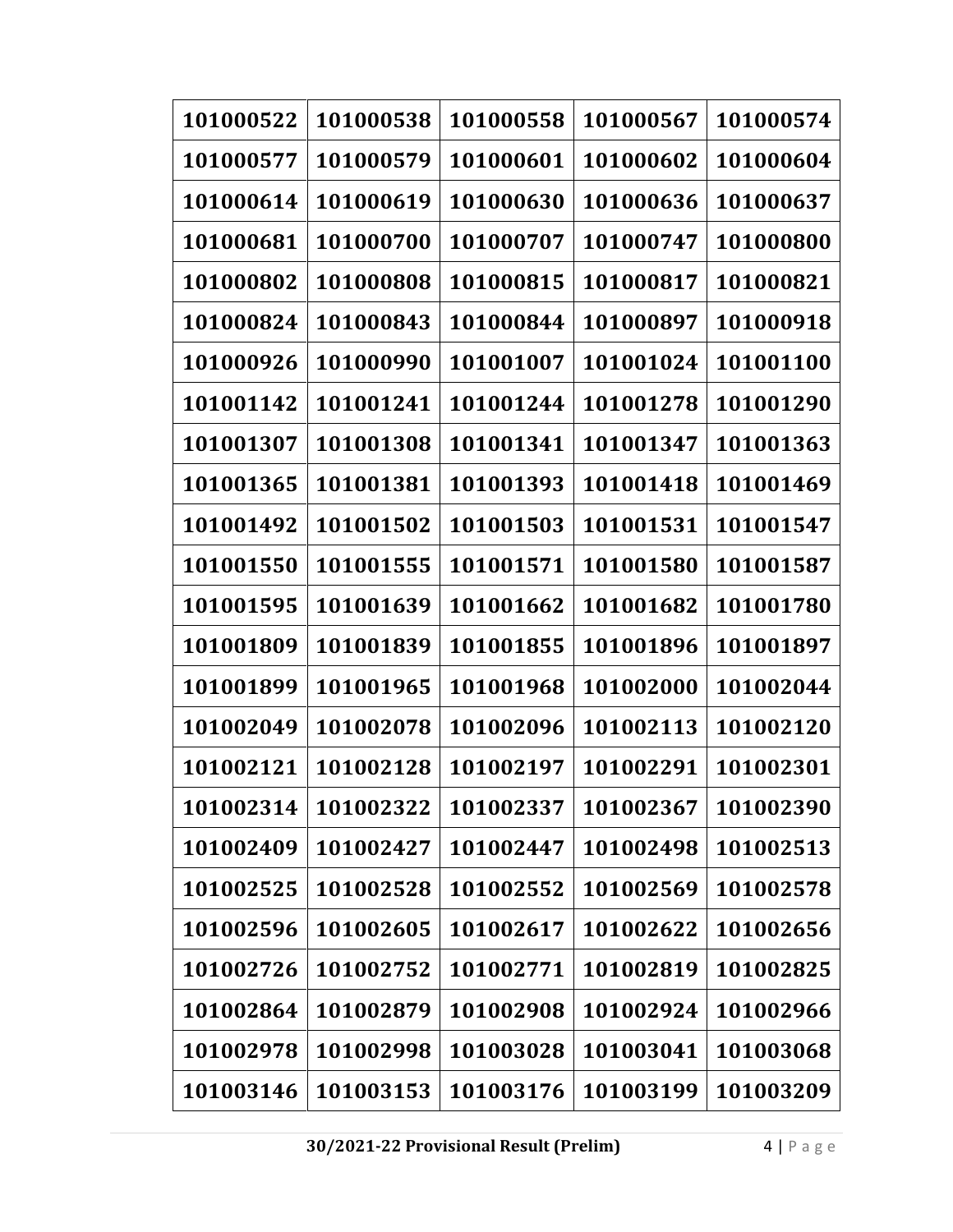| 101000522 | 101000538 | 101000558 | 101000567 | 101000574 |
|---|---|---|---|---|
| 101000577 | 101000579 | 101000601 | 101000602 | 101000604 |
| 101000614 | 101000619 | 101000630 | 101000636 | 101000637 |
| 101000681 | 101000700 | 101000707 | 101000747 | 101000800 |
| 101000802 | 101000808 | 101000815 | 101000817 | 101000821 |
| 101000824 | 101000843 | 101000844 | 101000897 | 101000918 |
| 101000926 | 101000990 | 101001007 | 101001024 | 101001100 |
| 101001142 | 101001241 | 101001244 | 101001278 | 101001290 |
| 101001307 | 101001308 | 101001341 | 101001347 | 101001363 |
| 101001365 | 101001381 | 101001393 | 101001418 | 101001469 |
| 101001492 | 101001502 | 101001503 | 101001531 | 101001547 |
| 101001550 | 101001555 | 101001571 | 101001580 | 101001587 |
| 101001595 | 101001639 | 101001662 | 101001682 | 101001780 |
| 101001809 | 101001839 | 101001855 | 101001896 | 101001897 |
| 101001899 | 101001965 | 101001968 | 101002000 | 101002044 |
| 101002049 | 101002078 | 101002096 | 101002113 | 101002120 |
| 101002121 | 101002128 | 101002197 | 101002291 | 101002301 |
| 101002314 | 101002322 | 101002337 | 101002367 | 101002390 |
| 101002409 | 101002427 | 101002447 | 101002498 | 101002513 |
| 101002525 | 101002528 | 101002552 | 101002569 | 101002578 |
| 101002596 | 101002605 | 101002617 | 101002622 | 101002656 |
| 101002726 | 101002752 | 101002771 | 101002819 | 101002825 |
| 101002864 | 101002879 | 101002908 | 101002924 | 101002966 |
| 101002978 | 101002998 | 101003028 | 101003041 | 101003068 |
| 101003146 | 101003153 | 101003176 | 101003199 | 101003209 |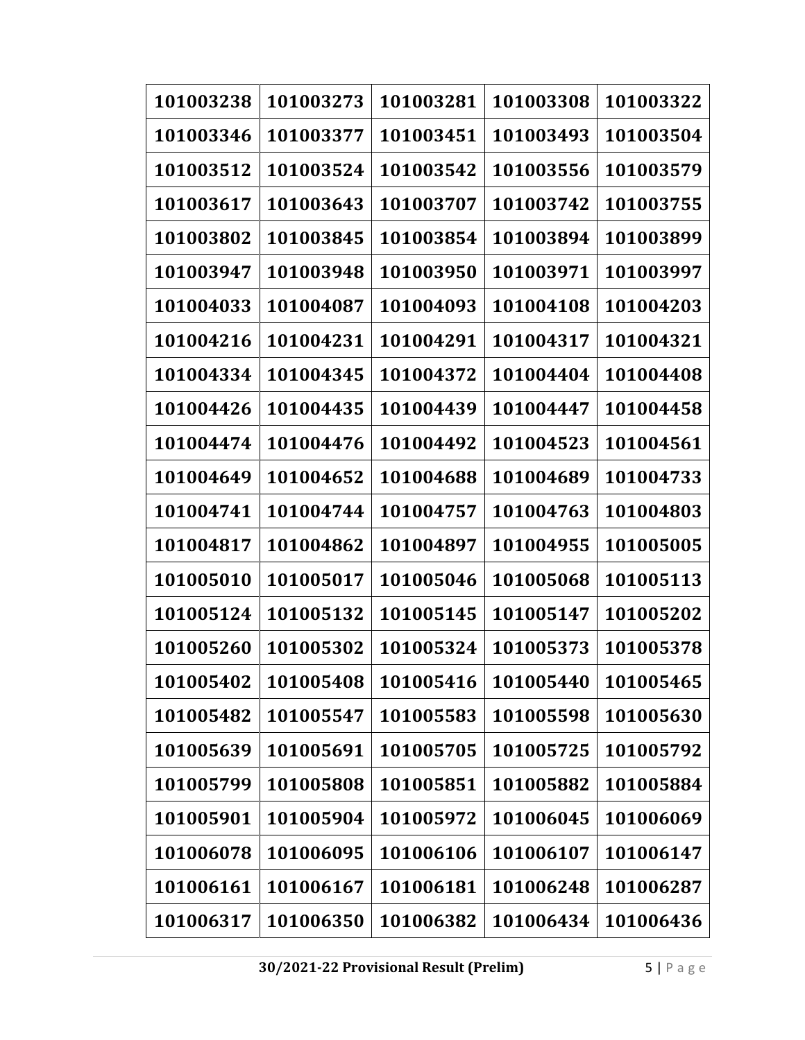| 101003238 | 101003273 | 101003281 | 101003308 | 101003322 |
|---|---|---|---|---|
| 101003346 | 101003377 | 101003451 | 101003493 | 101003504 |
| 101003512 | 101003524 | 101003542 | 101003556 | 101003579 |
| 101003617 | 101003643 | 101003707 | 101003742 | 101003755 |
| 101003802 | 101003845 | 101003854 | 101003894 | 101003899 |
| 101003947 | 101003948 | 101003950 | 101003971 | 101003997 |
| 101004033 | 101004087 | 101004093 | 101004108 | 101004203 |
| 101004216 | 101004231 | 101004291 | 101004317 | 101004321 |
| 101004334 | 101004345 | 101004372 | 101004404 | 101004408 |
| 101004426 | 101004435 | 101004439 | 101004447 | 101004458 |
| 101004474 | 101004476 | 101004492 | 101004523 | 101004561 |
| 101004649 | 101004652 | 101004688 | 101004689 | 101004733 |
| 101004741 | 101004744 | 101004757 | 101004763 | 101004803 |
| 101004817 | 101004862 | 101004897 | 101004955 | 101005005 |
| 101005010 | 101005017 | 101005046 | 101005068 | 101005113 |
| 101005124 | 101005132 | 101005145 | 101005147 | 101005202 |
| 101005260 | 101005302 | 101005324 | 101005373 | 101005378 |
| 101005402 | 101005408 | 101005416 | 101005440 | 101005465 |
| 101005482 | 101005547 | 101005583 | 101005598 | 101005630 |
| 101005639 | 101005691 | 101005705 | 101005725 | 101005792 |
| 101005799 | 101005808 | 101005851 | 101005882 | 101005884 |
| 101005901 | 101005904 | 101005972 | 101006045 | 101006069 |
| 101006078 | 101006095 | 101006106 | 101006107 | 101006147 |
| 101006161 | 101006167 | 101006181 | 101006248 | 101006287 |
| 101006317 | 101006350 | 101006382 | 101006434 | 101006436 |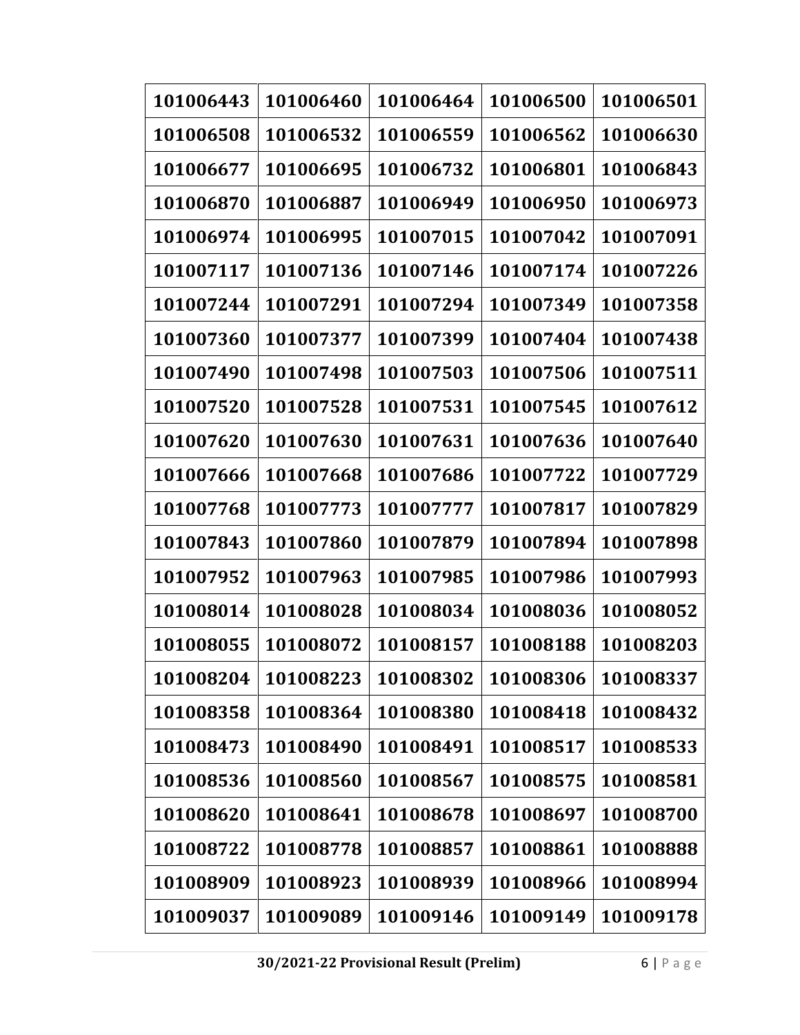| 101006443 | 101006460 | 101006464 | 101006500 | 101006501 |
|---|---|---|---|---|
| 101006508 | 101006532 | 101006559 | 101006562 | 101006630 |
| 101006677 | 101006695 | 101006732 | 101006801 | 101006843 |
| 101006870 | 101006887 | 101006949 | 101006950 | 101006973 |
| 101006974 | 101006995 | 101007015 | 101007042 | 101007091 |
| 101007117 | 101007136 | 101007146 | 101007174 | 101007226 |
| 101007244 | 101007291 | 101007294 | 101007349 | 101007358 |
| 101007360 | 101007377 | 101007399 | 101007404 | 101007438 |
| 101007490 | 101007498 | 101007503 | 101007506 | 101007511 |
| 101007520 | 101007528 | 101007531 | 101007545 | 101007612 |
| 101007620 | 101007630 | 101007631 | 101007636 | 101007640 |
| 101007666 | 101007668 | 101007686 | 101007722 | 101007729 |
| 101007768 | 101007773 | 101007777 | 101007817 | 101007829 |
| 101007843 | 101007860 | 101007879 | 101007894 | 101007898 |
| 101007952 | 101007963 | 101007985 | 101007986 | 101007993 |
| 101008014 | 101008028 | 101008034 | 101008036 | 101008052 |
| 101008055 | 101008072 | 101008157 | 101008188 | 101008203 |
| 101008204 | 101008223 | 101008302 | 101008306 | 101008337 |
| 101008358 | 101008364 | 101008380 | 101008418 | 101008432 |
| 101008473 | 101008490 | 101008491 | 101008517 | 101008533 |
| 101008536 | 101008560 | 101008567 | 101008575 | 101008581 |
| 101008620 | 101008641 | 101008678 | 101008697 | 101008700 |
| 101008722 | 101008778 | 101008857 | 101008861 | 101008888 |
| 101008909 | 101008923 | 101008939 | 101008966 | 101008994 |
| 101009037 | 101009089 | 101009146 | 101009149 | 101009178 |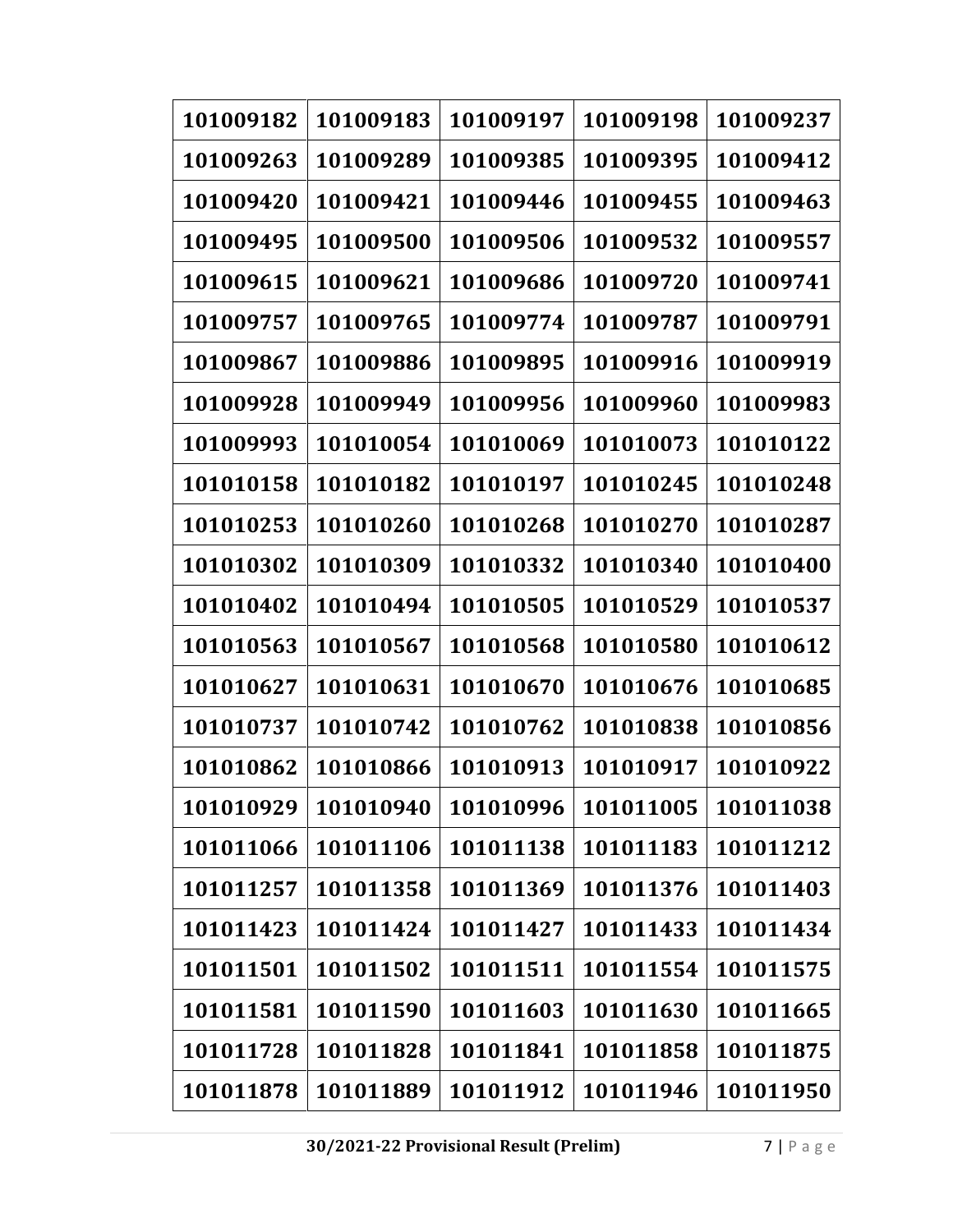| 101009182 | 101009183 | 101009197 | 101009198 | 101009237 |
|---|---|---|---|---|
| 101009263 | 101009289 | 101009385 | 101009395 | 101009412 |
| 101009420 | 101009421 | 101009446 | 101009455 | 101009463 |
| 101009495 | 101009500 | 101009506 | 101009532 | 101009557 |
| 101009615 | 101009621 | 101009686 | 101009720 | 101009741 |
| 101009757 | 101009765 | 101009774 | 101009787 | 101009791 |
| 101009867 | 101009886 | 101009895 | 101009916 | 101009919 |
| 101009928 | 101009949 | 101009956 | 101009960 | 101009983 |
| 101009993 | 101010054 | 101010069 | 101010073 | 101010122 |
| 101010158 | 101010182 | 101010197 | 101010245 | 101010248 |
| 101010253 | 101010260 | 101010268 | 101010270 | 101010287 |
| 101010302 | 101010309 | 101010332 | 101010340 | 101010400 |
| 101010402 | 101010494 | 101010505 | 101010529 | 101010537 |
| 101010563 | 101010567 | 101010568 | 101010580 | 101010612 |
| 101010627 | 101010631 | 101010670 | 101010676 | 101010685 |
| 101010737 | 101010742 | 101010762 | 101010838 | 101010856 |
| 101010862 | 101010866 | 101010913 | 101010917 | 101010922 |
| 101010929 | 101010940 | 101010996 | 101011005 | 101011038 |
| 101011066 | 101011106 | 101011138 | 101011183 | 101011212 |
| 101011257 | 101011358 | 101011369 | 101011376 | 101011403 |
| 101011423 | 101011424 | 101011427 | 101011433 | 101011434 |
| 101011501 | 101011502 | 101011511 | 101011554 | 101011575 |
| 101011581 | 101011590 | 101011603 | 101011630 | 101011665 |
| 101011728 | 101011828 | 101011841 | 101011858 | 101011875 |
| 101011878 | 101011889 | 101011912 | 101011946 | 101011950 |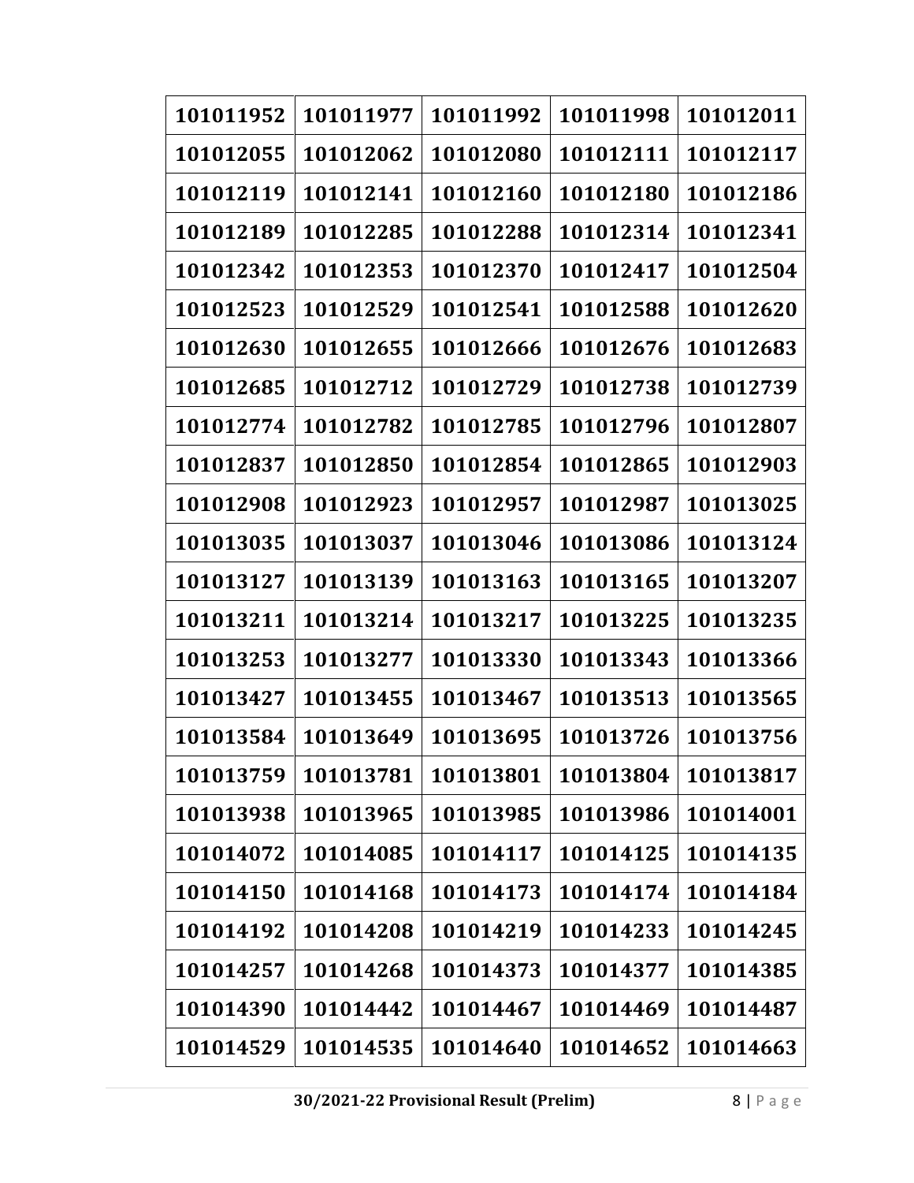| 101011952 | 101011977 | 101011992 | 101011998 | 101012011 |
|---|---|---|---|---|
| 101012055 | 101012062 | 101012080 | 101012111 | 101012117 |
| 101012119 | 101012141 | 101012160 | 101012180 | 101012186 |
| 101012189 | 101012285 | 101012288 | 101012314 | 101012341 |
| 101012342 | 101012353 | 101012370 | 101012417 | 101012504 |
| 101012523 | 101012529 | 101012541 | 101012588 | 101012620 |
| 101012630 | 101012655 | 101012666 | 101012676 | 101012683 |
| 101012685 | 101012712 | 101012729 | 101012738 | 101012739 |
| 101012774 | 101012782 | 101012785 | 101012796 | 101012807 |
| 101012837 | 101012850 | 101012854 | 101012865 | 101012903 |
| 101012908 | 101012923 | 101012957 | 101012987 | 101013025 |
| 101013035 | 101013037 | 101013046 | 101013086 | 101013124 |
| 101013127 | 101013139 | 101013163 | 101013165 | 101013207 |
| 101013211 | 101013214 | 101013217 | 101013225 | 101013235 |
| 101013253 | 101013277 | 101013330 | 101013343 | 101013366 |
| 101013427 | 101013455 | 101013467 | 101013513 | 101013565 |
| 101013584 | 101013649 | 101013695 | 101013726 | 101013756 |
| 101013759 | 101013781 | 101013801 | 101013804 | 101013817 |
| 101013938 | 101013965 | 101013985 | 101013986 | 101014001 |
| 101014072 | 101014085 | 101014117 | 101014125 | 101014135 |
| 101014150 | 101014168 | 101014173 | 101014174 | 101014184 |
| 101014192 | 101014208 | 101014219 | 101014233 | 101014245 |
| 101014257 | 101014268 | 101014373 | 101014377 | 101014385 |
| 101014390 | 101014442 | 101014467 | 101014469 | 101014487 |
| 101014529 | 101014535 | 101014640 | 101014652 | 101014663 |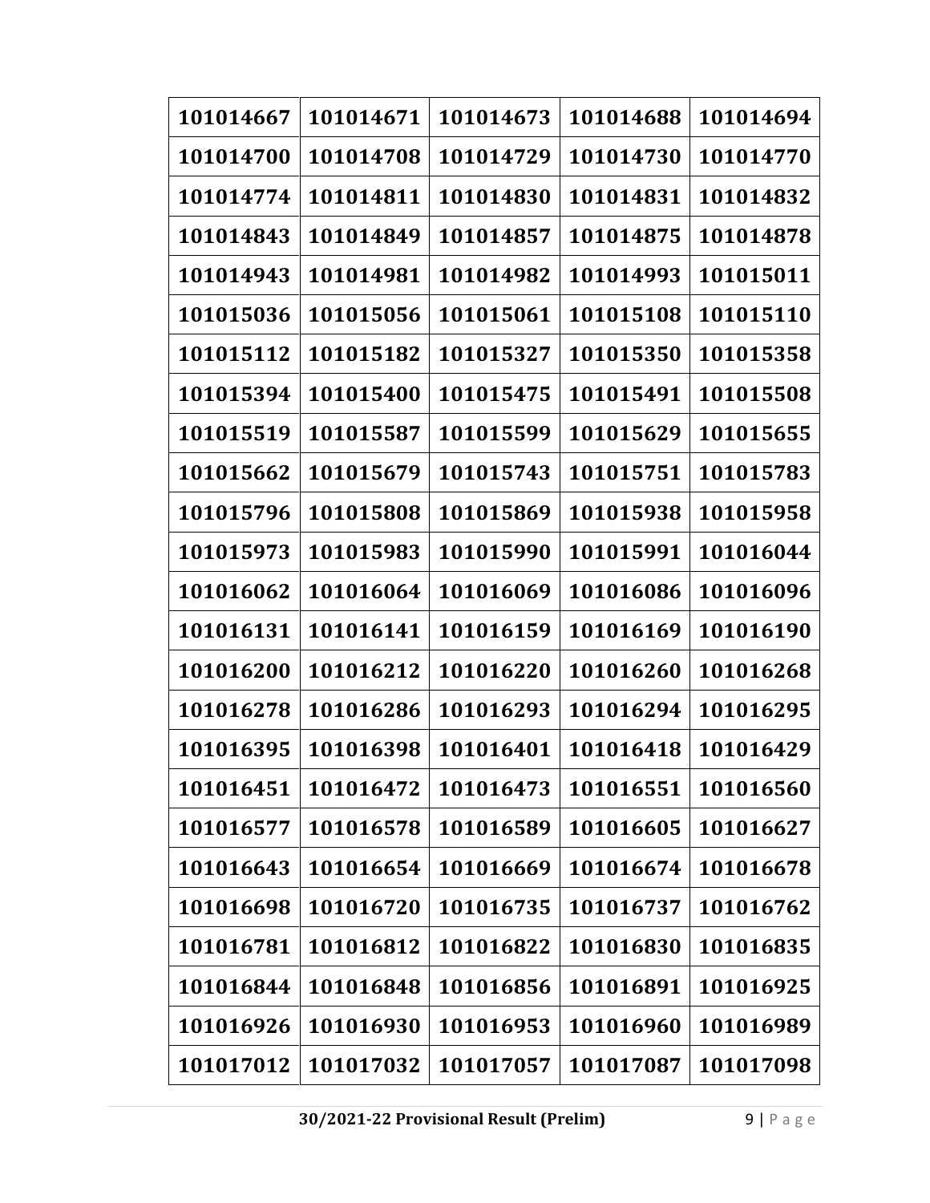| 101014667 | 101014671 | 101014673 | 101014688 | 101014694 |
|---|---|---|---|---|
| 101014700 | 101014708 | 101014729 | 101014730 | 101014770 |
| 101014774 | 101014811 | 101014830 | 101014831 | 101014832 |
| 101014843 | 101014849 | 101014857 | 101014875 | 101014878 |
| 101014943 | 101014981 | 101014982 | 101014993 | 101015011 |
| 101015036 | 101015056 | 101015061 | 101015108 | 101015110 |
| 101015112 | 101015182 | 101015327 | 101015350 | 101015358 |
| 101015394 | 101015400 | 101015475 | 101015491 | 101015508 |
| 101015519 | 101015587 | 101015599 | 101015629 | 101015655 |
| 101015662 | 101015679 | 101015743 | 101015751 | 101015783 |
| 101015796 | 101015808 | 101015869 | 101015938 | 101015958 |
| 101015973 | 101015983 | 101015990 | 101015991 | 101016044 |
| 101016062 | 101016064 | 101016069 | 101016086 | 101016096 |
| 101016131 | 101016141 | 101016159 | 101016169 | 101016190 |
| 101016200 | 101016212 | 101016220 | 101016260 | 101016268 |
| 101016278 | 101016286 | 101016293 | 101016294 | 101016295 |
| 101016395 | 101016398 | 101016401 | 101016418 | 101016429 |
| 101016451 | 101016472 | 101016473 | 101016551 | 101016560 |
| 101016577 | 101016578 | 101016589 | 101016605 | 101016627 |
| 101016643 | 101016654 | 101016669 | 101016674 | 101016678 |
| 101016698 | 101016720 | 101016735 | 101016737 | 101016762 |
| 101016781 | 101016812 | 101016822 | 101016830 | 101016835 |
| 101016844 | 101016848 | 101016856 | 101016891 | 101016925 |
| 101016926 | 101016930 | 101016953 | 101016960 | 101016989 |
| 101017012 | 101017032 | 101017057 | 101017087 | 101017098 |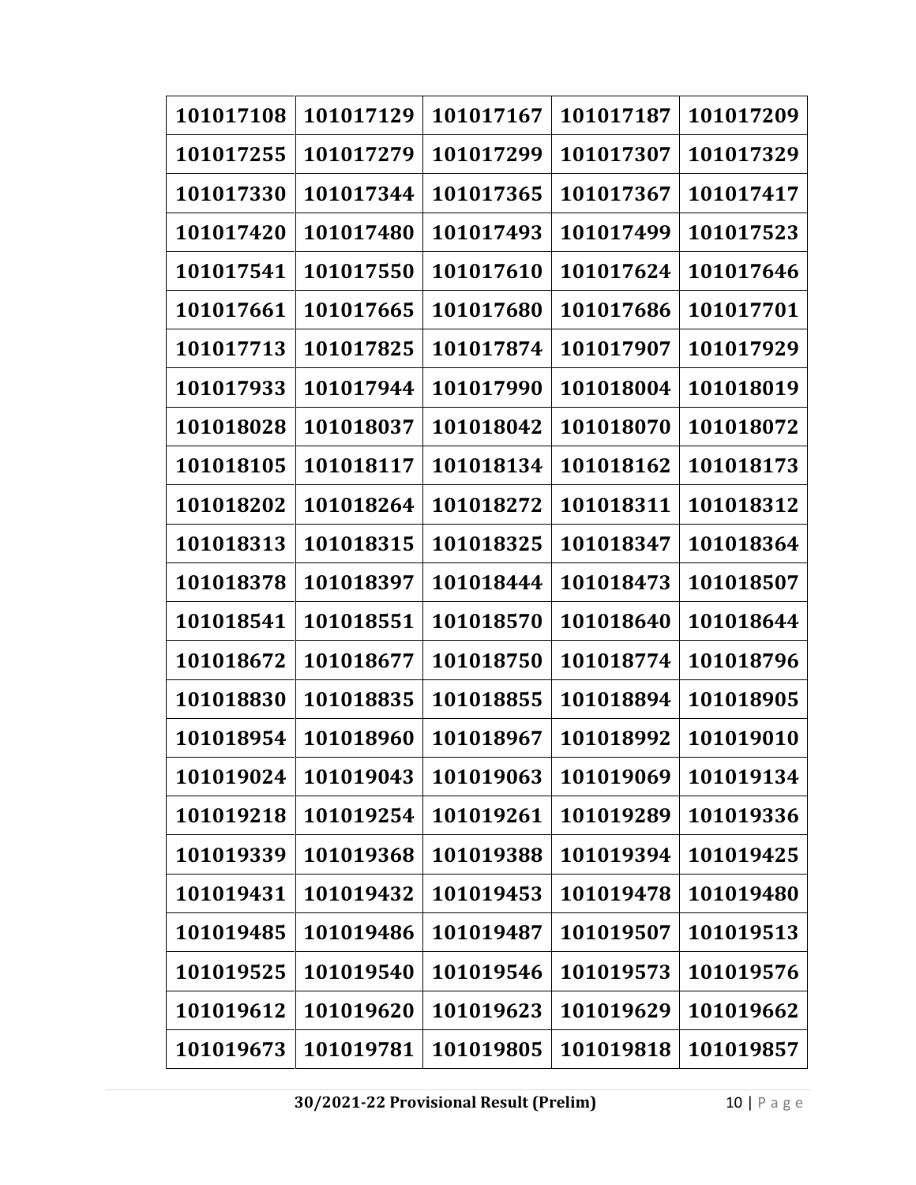| 101017108 | 101017129 | 101017167 | 101017187 | 101017209 |
|---|---|---|---|---|
| 101017255 | 101017279 | 101017299 | 101017307 | 101017329 |
| 101017330 | 101017344 | 101017365 | 101017367 | 101017417 |
| 101017420 | 101017480 | 101017493 | 101017499 | 101017523 |
| 101017541 | 101017550 | 101017610 | 101017624 | 101017646 |
| 101017661 | 101017665 | 101017680 | 101017686 | 101017701 |
| 101017713 | 101017825 | 101017874 | 101017907 | 101017929 |
| 101017933 | 101017944 | 101017990 | 101018004 | 101018019 |
| 101018028 | 101018037 | 101018042 | 101018070 | 101018072 |
| 101018105 | 101018117 | 101018134 | 101018162 | 101018173 |
| 101018202 | 101018264 | 101018272 | 101018311 | 101018312 |
| 101018313 | 101018315 | 101018325 | 101018347 | 101018364 |
| 101018378 | 101018397 | 101018444 | 101018473 | 101018507 |
| 101018541 | 101018551 | 101018570 | 101018640 | 101018644 |
| 101018672 | 101018677 | 101018750 | 101018774 | 101018796 |
| 101018830 | 101018835 | 101018855 | 101018894 | 101018905 |
| 101018954 | 101018960 | 101018967 | 101018992 | 101019010 |
| 101019024 | 101019043 | 101019063 | 101019069 | 101019134 |
| 101019218 | 101019254 | 101019261 | 101019289 | 101019336 |
| 101019339 | 101019368 | 101019388 | 101019394 | 101019425 |
| 101019431 | 101019432 | 101019453 | 101019478 | 101019480 |
| 101019485 | 101019486 | 101019487 | 101019507 | 101019513 |
| 101019525 | 101019540 | 101019546 | 101019573 | 101019576 |
| 101019612 | 101019620 | 101019623 | 101019629 | 101019662 |
| 101019673 | 101019781 | 101019805 | 101019818 | 101019857 |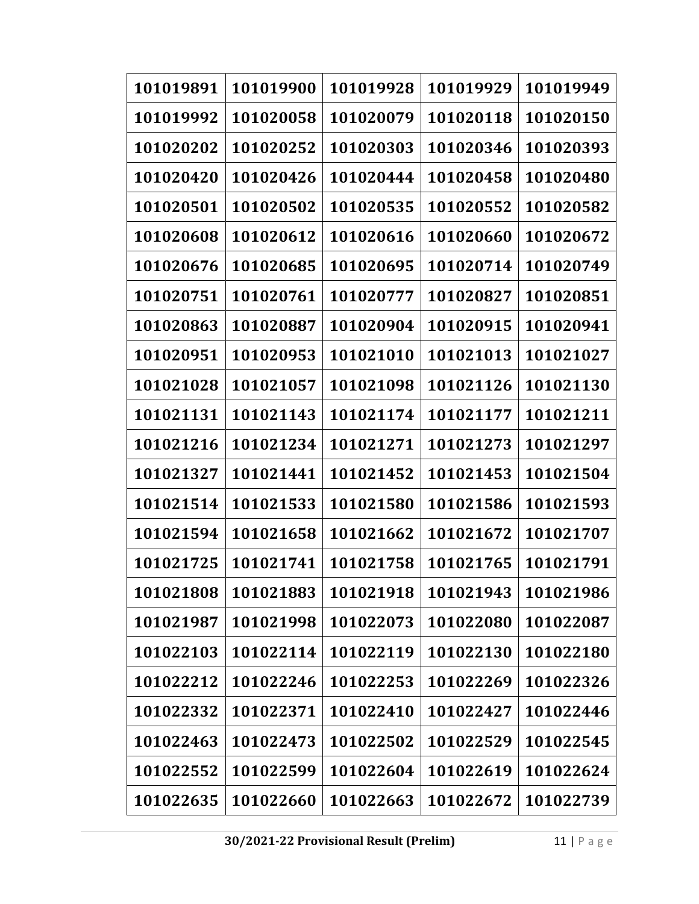| 101019891 | 101019900 | 101019928 | 101019929 | 101019949 |
|---|---|---|---|---|
| 101019992 | 101020058 | 101020079 | 101020118 | 101020150 |
| 101020202 | 101020252 | 101020303 | 101020346 | 101020393 |
| 101020420 | 101020426 | 101020444 | 101020458 | 101020480 |
| 101020501 | 101020502 | 101020535 | 101020552 | 101020582 |
| 101020608 | 101020612 | 101020616 | 101020660 | 101020672 |
| 101020676 | 101020685 | 101020695 | 101020714 | 101020749 |
| 101020751 | 101020761 | 101020777 | 101020827 | 101020851 |
| 101020863 | 101020887 | 101020904 | 101020915 | 101020941 |
| 101020951 | 101020953 | 101021010 | 101021013 | 101021027 |
| 101021028 | 101021057 | 101021098 | 101021126 | 101021130 |
| 101021131 | 101021143 | 101021174 | 101021177 | 101021211 |
| 101021216 | 101021234 | 101021271 | 101021273 | 101021297 |
| 101021327 | 101021441 | 101021452 | 101021453 | 101021504 |
| 101021514 | 101021533 | 101021580 | 101021586 | 101021593 |
| 101021594 | 101021658 | 101021662 | 101021672 | 101021707 |
| 101021725 | 101021741 | 101021758 | 101021765 | 101021791 |
| 101021808 | 101021883 | 101021918 | 101021943 | 101021986 |
| 101021987 | 101021998 | 101022073 | 101022080 | 101022087 |
| 101022103 | 101022114 | 101022119 | 101022130 | 101022180 |
| 101022212 | 101022246 | 101022253 | 101022269 | 101022326 |
| 101022332 | 101022371 | 101022410 | 101022427 | 101022446 |
| 101022463 | 101022473 | 101022502 | 101022529 | 101022545 |
| 101022552 | 101022599 | 101022604 | 101022619 | 101022624 |
| 101022635 | 101022660 | 101022663 | 101022672 | 101022739 |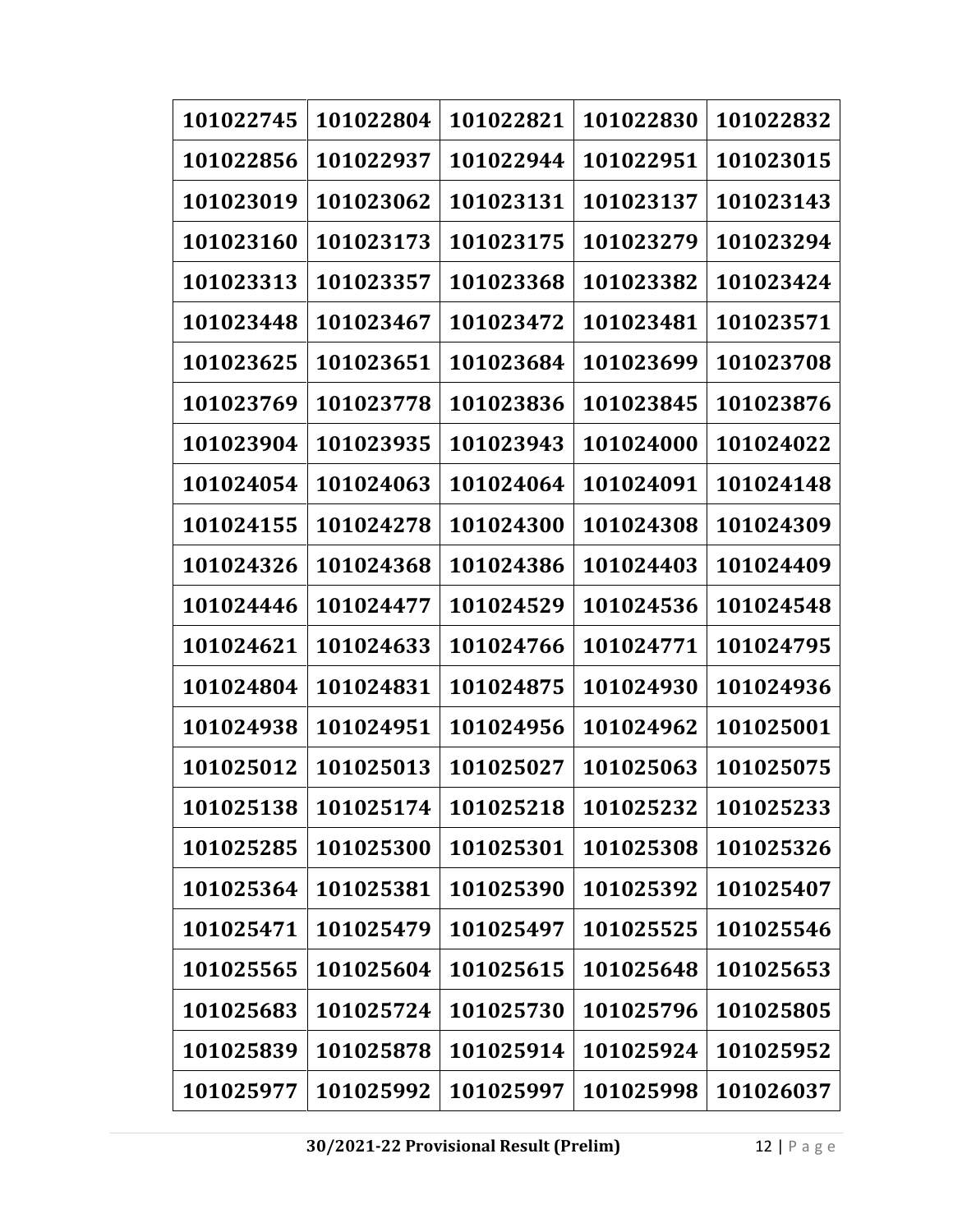| 101022745 | 101022804 | 101022821 | 101022830 | 101022832 |
|---|---|---|---|---|
| 101022856 | 101022937 | 101022944 | 101022951 | 101023015 |
| 101023019 | 101023062 | 101023131 | 101023137 | 101023143 |
| 101023160 | 101023173 | 101023175 | 101023279 | 101023294 |
| 101023313 | 101023357 | 101023368 | 101023382 | 101023424 |
| 101023448 | 101023467 | 101023472 | 101023481 | 101023571 |
| 101023625 | 101023651 | 101023684 | 101023699 | 101023708 |
| 101023769 | 101023778 | 101023836 | 101023845 | 101023876 |
| 101023904 | 101023935 | 101023943 | 101024000 | 101024022 |
| 101024054 | 101024063 | 101024064 | 101024091 | 101024148 |
| 101024155 | 101024278 | 101024300 | 101024308 | 101024309 |
| 101024326 | 101024368 | 101024386 | 101024403 | 101024409 |
| 101024446 | 101024477 | 101024529 | 101024536 | 101024548 |
| 101024621 | 101024633 | 101024766 | 101024771 | 101024795 |
| 101024804 | 101024831 | 101024875 | 101024930 | 101024936 |
| 101024938 | 101024951 | 101024956 | 101024962 | 101025001 |
| 101025012 | 101025013 | 101025027 | 101025063 | 101025075 |
| 101025138 | 101025174 | 101025218 | 101025232 | 101025233 |
| 101025285 | 101025300 | 101025301 | 101025308 | 101025326 |
| 101025364 | 101025381 | 101025390 | 101025392 | 101025407 |
| 101025471 | 101025479 | 101025497 | 101025525 | 101025546 |
| 101025565 | 101025604 | 101025615 | 101025648 | 101025653 |
| 101025683 | 101025724 | 101025730 | 101025796 | 101025805 |
| 101025839 | 101025878 | 101025914 | 101025924 | 101025952 |
| 101025977 | 101025992 | 101025997 | 101025998 | 101026037 |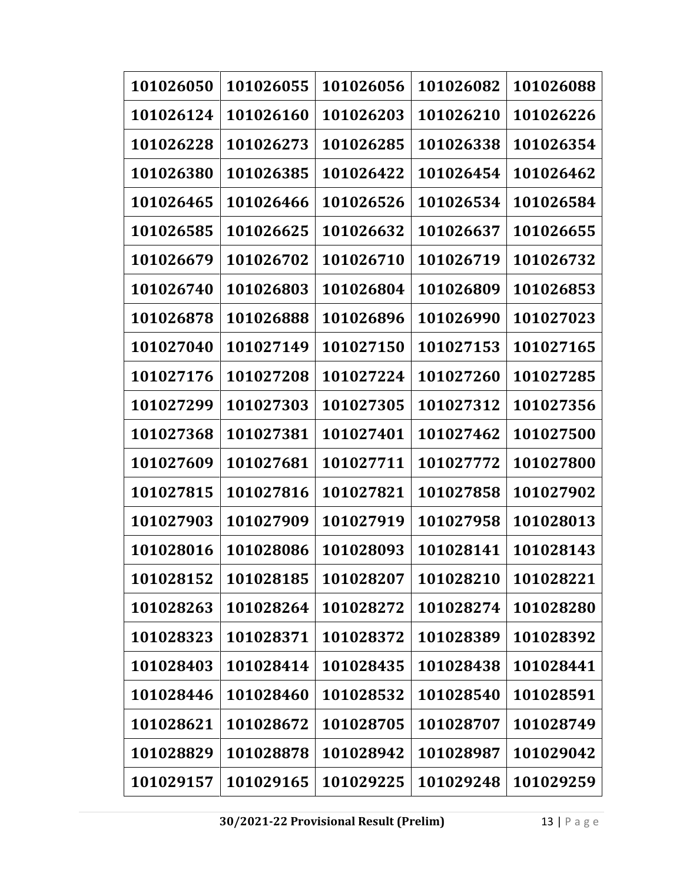| | | | | |
|---|---|---|---|---|
| 101026050 | 101026055 | 101026056 | 101026082 | 101026088 |
| 101026124 | 101026160 | 101026203 | 101026210 | 101026226 |
| 101026228 | 101026273 | 101026285 | 101026338 | 101026354 |
| 101026380 | 101026385 | 101026422 | 101026454 | 101026462 |
| 101026465 | 101026466 | 101026526 | 101026534 | 101026584 |
| 101026585 | 101026625 | 101026632 | 101026637 | 101026655 |
| 101026679 | 101026702 | 101026710 | 101026719 | 101026732 |
| 101026740 | 101026803 | 101026804 | 101026809 | 101026853 |
| 101026878 | 101026888 | 101026896 | 101026990 | 101027023 |
| 101027040 | 101027149 | 101027150 | 101027153 | 101027165 |
| 101027176 | 101027208 | 101027224 | 101027260 | 101027285 |
| 101027299 | 101027303 | 101027305 | 101027312 | 101027356 |
| 101027368 | 101027381 | 101027401 | 101027462 | 101027500 |
| 101027609 | 101027681 | 101027711 | 101027772 | 101027800 |
| 101027815 | 101027816 | 101027821 | 101027858 | 101027902 |
| 101027903 | 101027909 | 101027919 | 101027958 | 101028013 |
| 101028016 | 101028086 | 101028093 | 101028141 | 101028143 |
| 101028152 | 101028185 | 101028207 | 101028210 | 101028221 |
| 101028263 | 101028264 | 101028272 | 101028274 | 101028280 |
| 101028323 | 101028371 | 101028372 | 101028389 | 101028392 |
| 101028403 | 101028414 | 101028435 | 101028438 | 101028441 |
| 101028446 | 101028460 | 101028532 | 101028540 | 101028591 |
| 101028621 | 101028672 | 101028705 | 101028707 | 101028749 |
| 101028829 | 101028878 | 101028942 | 101028987 | 101029042 |
| 101029157 | 101029165 | 101029225 | 101029248 | 101029259 |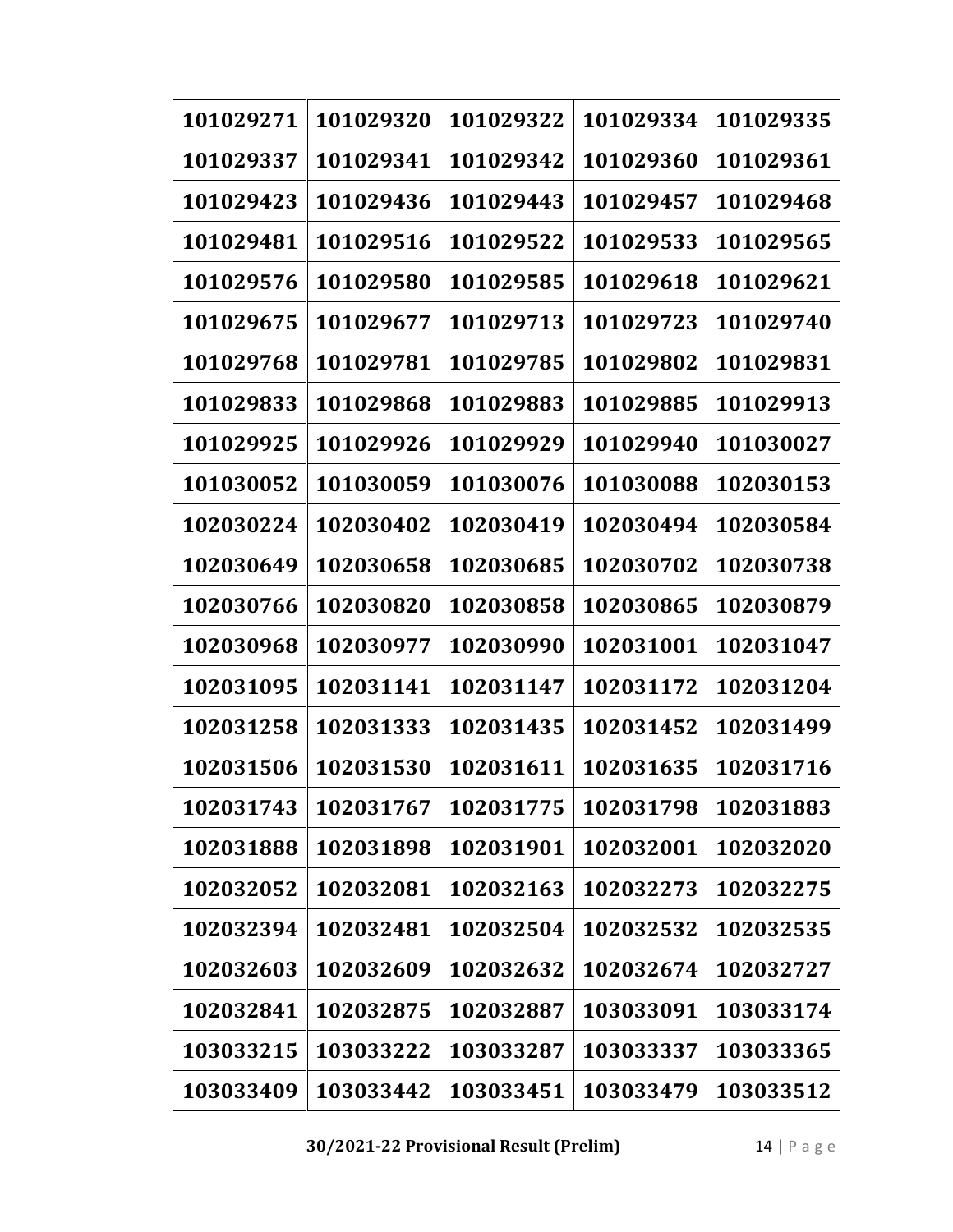| 101029271 | 101029320 | 101029322 | 101029334 | 101029335 |
|---|---|---|---|---|
| 101029337 | 101029341 | 101029342 | 101029360 | 101029361 |
| 101029423 | 101029436 | 101029443 | 101029457 | 101029468 |
| 101029481 | 101029516 | 101029522 | 101029533 | 101029565 |
| 101029576 | 101029580 | 101029585 | 101029618 | 101029621 |
| 101029675 | 101029677 | 101029713 | 101029723 | 101029740 |
| 101029768 | 101029781 | 101029785 | 101029802 | 101029831 |
| 101029833 | 101029868 | 101029883 | 101029885 | 101029913 |
| 101029925 | 101029926 | 101029929 | 101029940 | 101030027 |
| 101030052 | 101030059 | 101030076 | 101030088 | 102030153 |
| 102030224 | 102030402 | 102030419 | 102030494 | 102030584 |
| 102030649 | 102030658 | 102030685 | 102030702 | 102030738 |
| 102030766 | 102030820 | 102030858 | 102030865 | 102030879 |
| 102030968 | 102030977 | 102030990 | 102031001 | 102031047 |
| 102031095 | 102031141 | 102031147 | 102031172 | 102031204 |
| 102031258 | 102031333 | 102031435 | 102031452 | 102031499 |
| 102031506 | 102031530 | 102031611 | 102031635 | 102031716 |
| 102031743 | 102031767 | 102031775 | 102031798 | 102031883 |
| 102031888 | 102031898 | 102031901 | 102032001 | 102032020 |
| 102032052 | 102032081 | 102032163 | 102032273 | 102032275 |
| 102032394 | 102032481 | 102032504 | 102032532 | 102032535 |
| 102032603 | 102032609 | 102032632 | 102032674 | 102032727 |
| 102032841 | 102032875 | 102032887 | 103033091 | 103033174 |
| 103033215 | 103033222 | 103033287 | 103033337 | 103033365 |
| 103033409 | 103033442 | 103033451 | 103033479 | 103033512 |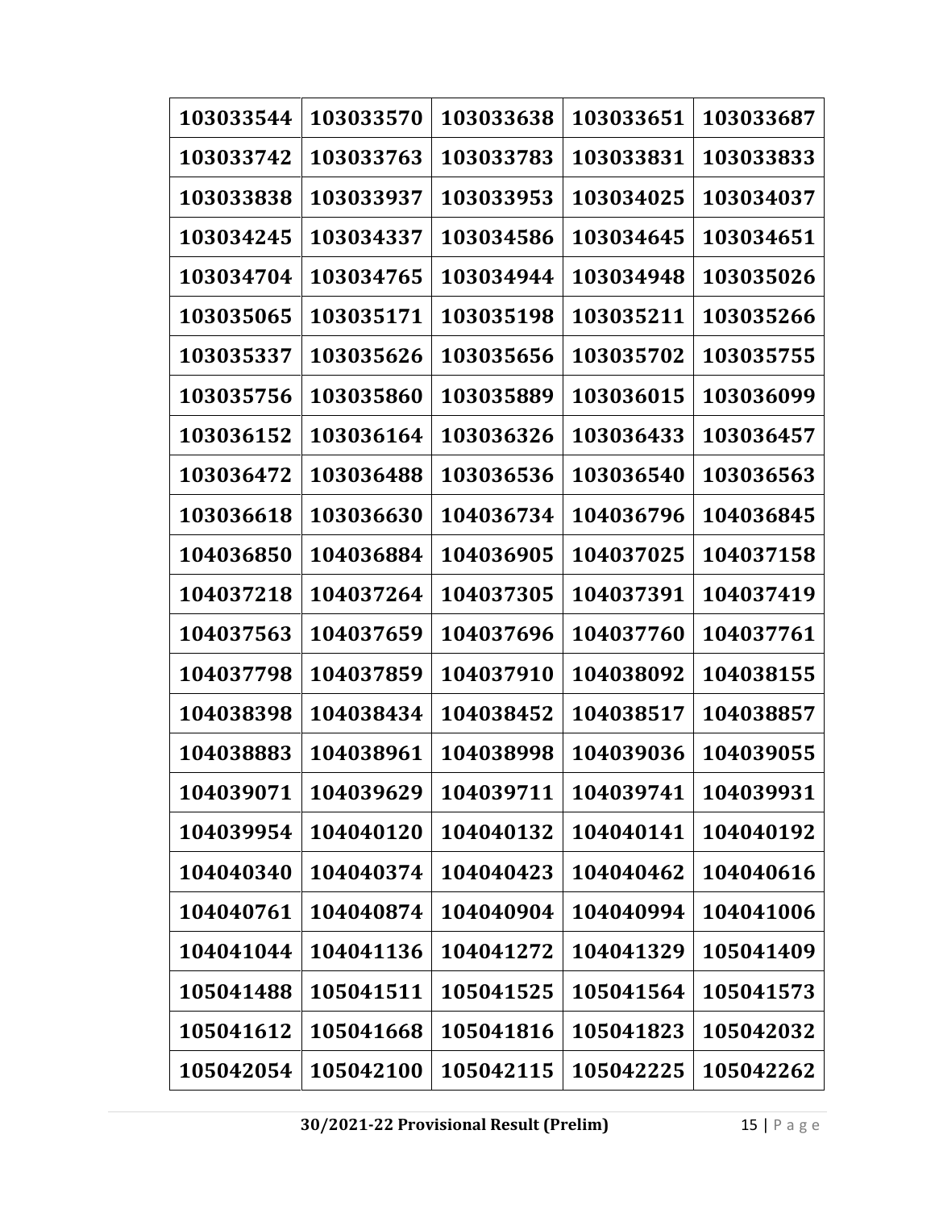| | | | | |
|---|---|---|---|---|
| 103033544 | 103033570 | 103033638 | 103033651 | 103033687 |
| 103033742 | 103033763 | 103033783 | 103033831 | 103033833 |
| 103033838 | 103033937 | 103033953 | 103034025 | 103034037 |
| 103034245 | 103034337 | 103034586 | 103034645 | 103034651 |
| 103034704 | 103034765 | 103034944 | 103034948 | 103035026 |
| 103035065 | 103035171 | 103035198 | 103035211 | 103035266 |
| 103035337 | 103035626 | 103035656 | 103035702 | 103035755 |
| 103035756 | 103035860 | 103035889 | 103036015 | 103036099 |
| 103036152 | 103036164 | 103036326 | 103036433 | 103036457 |
| 103036472 | 103036488 | 103036536 | 103036540 | 103036563 |
| 103036618 | 103036630 | 104036734 | 104036796 | 104036845 |
| 104036850 | 104036884 | 104036905 | 104037025 | 104037158 |
| 104037218 | 104037264 | 104037305 | 104037391 | 104037419 |
| 104037563 | 104037659 | 104037696 | 104037760 | 104037761 |
| 104037798 | 104037859 | 104037910 | 104038092 | 104038155 |
| 104038398 | 104038434 | 104038452 | 104038517 | 104038857 |
| 104038883 | 104038961 | 104038998 | 104039036 | 104039055 |
| 104039071 | 104039629 | 104039711 | 104039741 | 104039931 |
| 104039954 | 104040120 | 104040132 | 104040141 | 104040192 |
| 104040340 | 104040374 | 104040423 | 104040462 | 104040616 |
| 104040761 | 104040874 | 104040904 | 104040994 | 104041006 |
| 104041044 | 104041136 | 104041272 | 104041329 | 105041409 |
| 105041488 | 105041511 | 105041525 | 105041564 | 105041573 |
| 105041612 | 105041668 | 105041816 | 105041823 | 105042032 |
| 105042054 | 105042100 | 105042115 | 105042225 | 105042262 |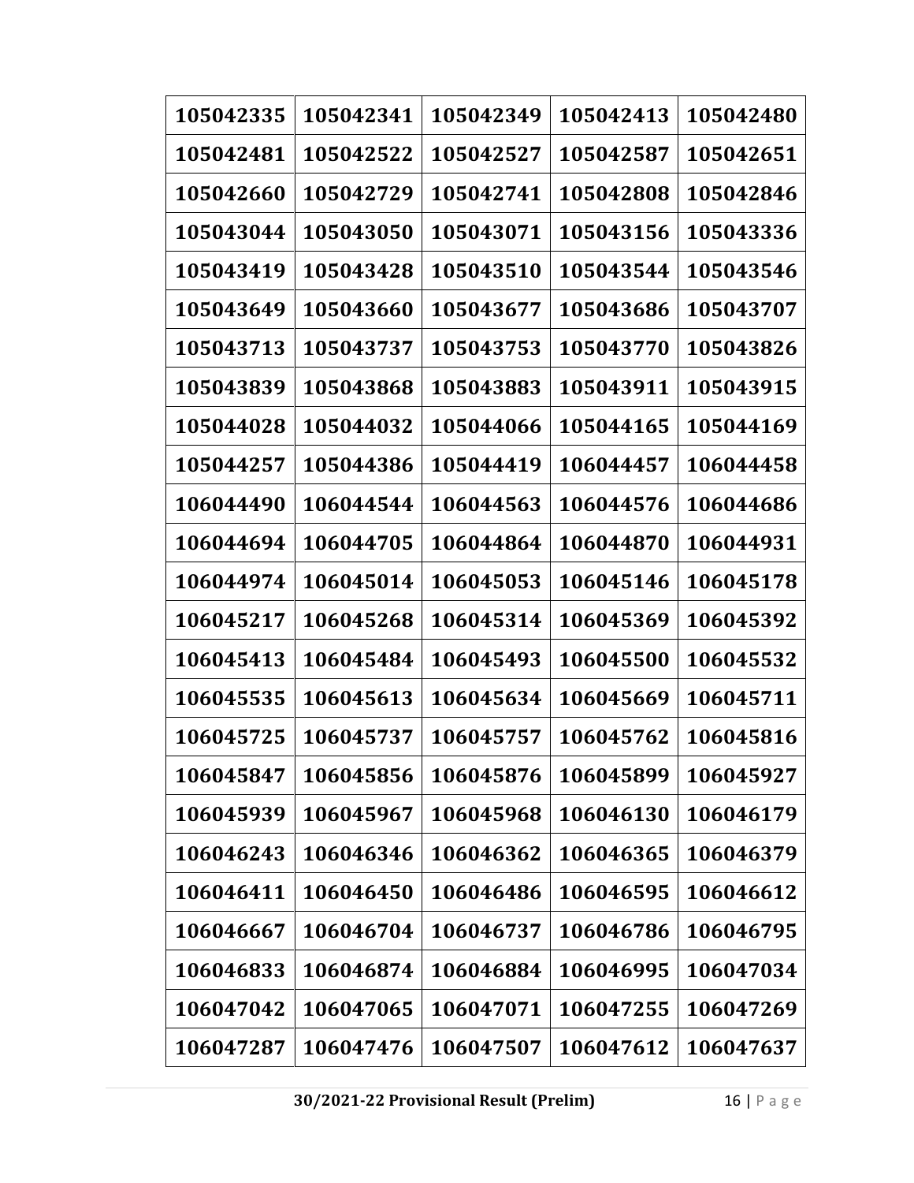| | | | | |
|---|---|---|---|---|
| 105042335 | 105042341 | 105042349 | 105042413 | 105042480 |
| 105042481 | 105042522 | 105042527 | 105042587 | 105042651 |
| 105042660 | 105042729 | 105042741 | 105042808 | 105042846 |
| 105043044 | 105043050 | 105043071 | 105043156 | 105043336 |
| 105043419 | 105043428 | 105043510 | 105043544 | 105043546 |
| 105043649 | 105043660 | 105043677 | 105043686 | 105043707 |
| 105043713 | 105043737 | 105043753 | 105043770 | 105043826 |
| 105043839 | 105043868 | 105043883 | 105043911 | 105043915 |
| 105044028 | 105044032 | 105044066 | 105044165 | 105044169 |
| 105044257 | 105044386 | 105044419 | 106044457 | 106044458 |
| 106044490 | 106044544 | 106044563 | 106044576 | 106044686 |
| 106044694 | 106044705 | 106044864 | 106044870 | 106044931 |
| 106044974 | 106045014 | 106045053 | 106045146 | 106045178 |
| 106045217 | 106045268 | 106045314 | 106045369 | 106045392 |
| 106045413 | 106045484 | 106045493 | 106045500 | 106045532 |
| 106045535 | 106045613 | 106045634 | 106045669 | 106045711 |
| 106045725 | 106045737 | 106045757 | 106045762 | 106045816 |
| 106045847 | 106045856 | 106045876 | 106045899 | 106045927 |
| 106045939 | 106045967 | 106045968 | 106046130 | 106046179 |
| 106046243 | 106046346 | 106046362 | 106046365 | 106046379 |
| 106046411 | 106046450 | 106046486 | 106046595 | 106046612 |
| 106046667 | 106046704 | 106046737 | 106046786 | 106046795 |
| 106046833 | 106046874 | 106046884 | 106046995 | 106047034 |
| 106047042 | 106047065 | 106047071 | 106047255 | 106047269 |
| 106047287 | 106047476 | 106047507 | 106047612 | 106047637 |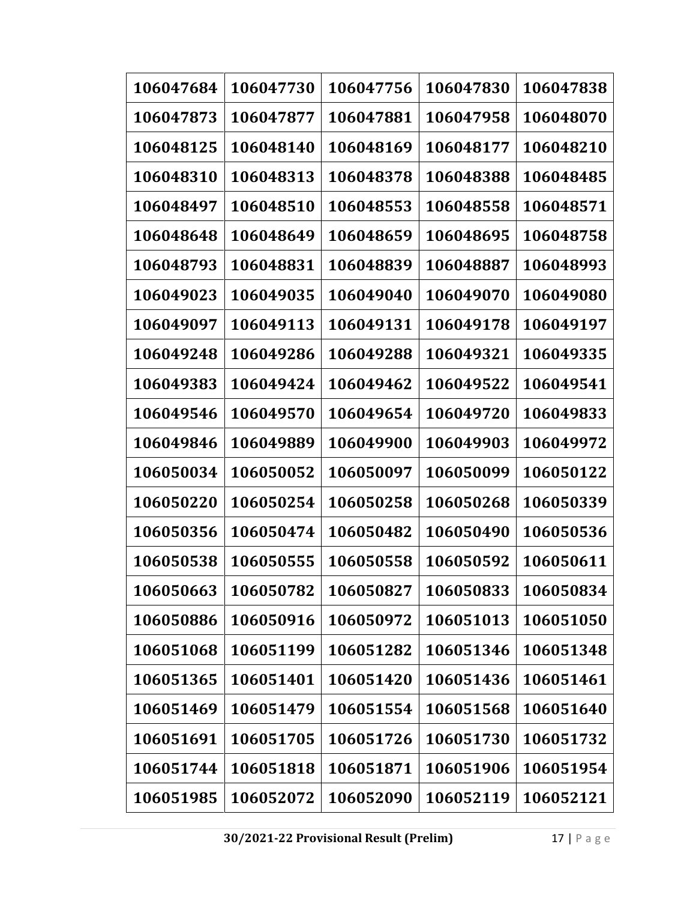| 106047684 | 106047730 | 106047756 | 106047830 | 106047838 |
|---|---|---|---|---|
| 106047873 | 106047877 | 106047881 | 106047958 | 106048070 |
| 106048125 | 106048140 | 106048169 | 106048177 | 106048210 |
| 106048310 | 106048313 | 106048378 | 106048388 | 106048485 |
| 106048497 | 106048510 | 106048553 | 106048558 | 106048571 |
| 106048648 | 106048649 | 106048659 | 106048695 | 106048758 |
| 106048793 | 106048831 | 106048839 | 106048887 | 106048993 |
| 106049023 | 106049035 | 106049040 | 106049070 | 106049080 |
| 106049097 | 106049113 | 106049131 | 106049178 | 106049197 |
| 106049248 | 106049286 | 106049288 | 106049321 | 106049335 |
| 106049383 | 106049424 | 106049462 | 106049522 | 106049541 |
| 106049546 | 106049570 | 106049654 | 106049720 | 106049833 |
| 106049846 | 106049889 | 106049900 | 106049903 | 106049972 |
| 106050034 | 106050052 | 106050097 | 106050099 | 106050122 |
| 106050220 | 106050254 | 106050258 | 106050268 | 106050339 |
| 106050356 | 106050474 | 106050482 | 106050490 | 106050536 |
| 106050538 | 106050555 | 106050558 | 106050592 | 106050611 |
| 106050663 | 106050782 | 106050827 | 106050833 | 106050834 |
| 106050886 | 106050916 | 106050972 | 106051013 | 106051050 |
| 106051068 | 106051199 | 106051282 | 106051346 | 106051348 |
| 106051365 | 106051401 | 106051420 | 106051436 | 106051461 |
| 106051469 | 106051479 | 106051554 | 106051568 | 106051640 |
| 106051691 | 106051705 | 106051726 | 106051730 | 106051732 |
| 106051744 | 106051818 | 106051871 | 106051906 | 106051954 |
| 106051985 | 106052072 | 106052090 | 106052119 | 106052121 |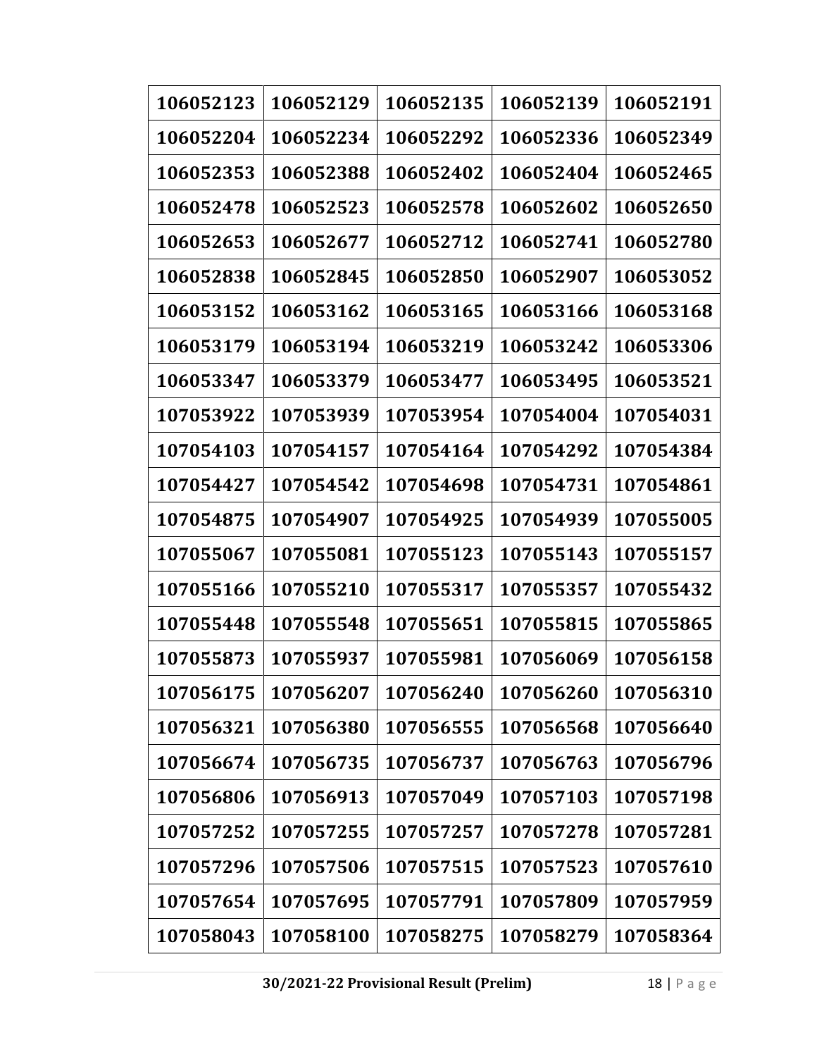| | | | | |
|---|---|---|---|---|
| 106052123 | 106052129 | 106052135 | 106052139 | 106052191 |
| 106052204 | 106052234 | 106052292 | 106052336 | 106052349 |
| 106052353 | 106052388 | 106052402 | 106052404 | 106052465 |
| 106052478 | 106052523 | 106052578 | 106052602 | 106052650 |
| 106052653 | 106052677 | 106052712 | 106052741 | 106052780 |
| 106052838 | 106052845 | 106052850 | 106052907 | 106053052 |
| 106053152 | 106053162 | 106053165 | 106053166 | 106053168 |
| 106053179 | 106053194 | 106053219 | 106053242 | 106053306 |
| 106053347 | 106053379 | 106053477 | 106053495 | 106053521 |
| 107053922 | 107053939 | 107053954 | 107054004 | 107054031 |
| 107054103 | 107054157 | 107054164 | 107054292 | 107054384 |
| 107054427 | 107054542 | 107054698 | 107054731 | 107054861 |
| 107054875 | 107054907 | 107054925 | 107054939 | 107055005 |
| 107055067 | 107055081 | 107055123 | 107055143 | 107055157 |
| 107055166 | 107055210 | 107055317 | 107055357 | 107055432 |
| 107055448 | 107055548 | 107055651 | 107055815 | 107055865 |
| 107055873 | 107055937 | 107055981 | 107056069 | 107056158 |
| 107056175 | 107056207 | 107056240 | 107056260 | 107056310 |
| 107056321 | 107056380 | 107056555 | 107056568 | 107056640 |
| 107056674 | 107056735 | 107056737 | 107056763 | 107056796 |
| 107056806 | 107056913 | 107057049 | 107057103 | 107057198 |
| 107057252 | 107057255 | 107057257 | 107057278 | 107057281 |
| 107057296 | 107057506 | 107057515 | 107057523 | 107057610 |
| 107057654 | 107057695 | 107057791 | 107057809 | 107057959 |
| 107058043 | 107058100 | 107058275 | 107058279 | 107058364 |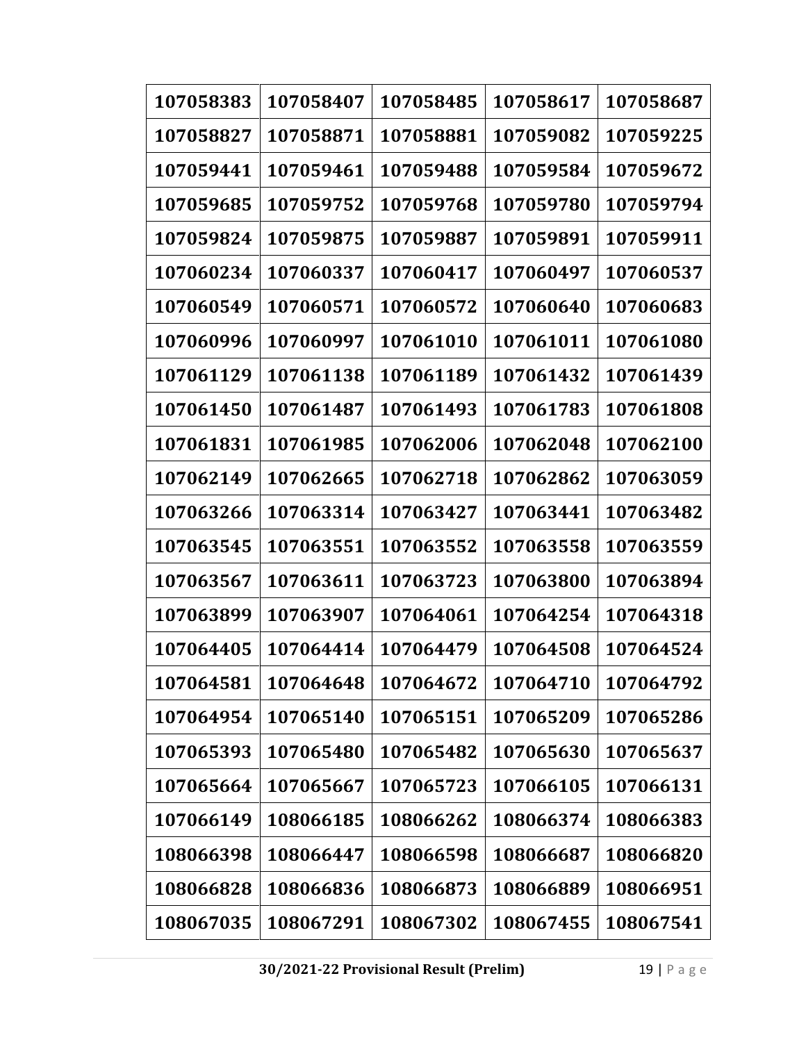| 107058383 | 107058407 | 107058485 | 107058617 | 107058687 |
|---|---|---|---|---|
| 107058827 | 107058871 | 107058881 | 107059082 | 107059225 |
| 107059441 | 107059461 | 107059488 | 107059584 | 107059672 |
| 107059685 | 107059752 | 107059768 | 107059780 | 107059794 |
| 107059824 | 107059875 | 107059887 | 107059891 | 107059911 |
| 107060234 | 107060337 | 107060417 | 107060497 | 107060537 |
| 107060549 | 107060571 | 107060572 | 107060640 | 107060683 |
| 107060996 | 107060997 | 107061010 | 107061011 | 107061080 |
| 107061129 | 107061138 | 107061189 | 107061432 | 107061439 |
| 107061450 | 107061487 | 107061493 | 107061783 | 107061808 |
| 107061831 | 107061985 | 107062006 | 107062048 | 107062100 |
| 107062149 | 107062665 | 107062718 | 107062862 | 107063059 |
| 107063266 | 107063314 | 107063427 | 107063441 | 107063482 |
| 107063545 | 107063551 | 107063552 | 107063558 | 107063559 |
| 107063567 | 107063611 | 107063723 | 107063800 | 107063894 |
| 107063899 | 107063907 | 107064061 | 107064254 | 107064318 |
| 107064405 | 107064414 | 107064479 | 107064508 | 107064524 |
| 107064581 | 107064648 | 107064672 | 107064710 | 107064792 |
| 107064954 | 107065140 | 107065151 | 107065209 | 107065286 |
| 107065393 | 107065480 | 107065482 | 107065630 | 107065637 |
| 107065664 | 107065667 | 107065723 | 107066105 | 107066131 |
| 107066149 | 108066185 | 108066262 | 108066374 | 108066383 |
| 108066398 | 108066447 | 108066598 | 108066687 | 108066820 |
| 108066828 | 108066836 | 108066873 | 108066889 | 108066951 |
| 108067035 | 108067291 | 108067302 | 108067455 | 108067541 |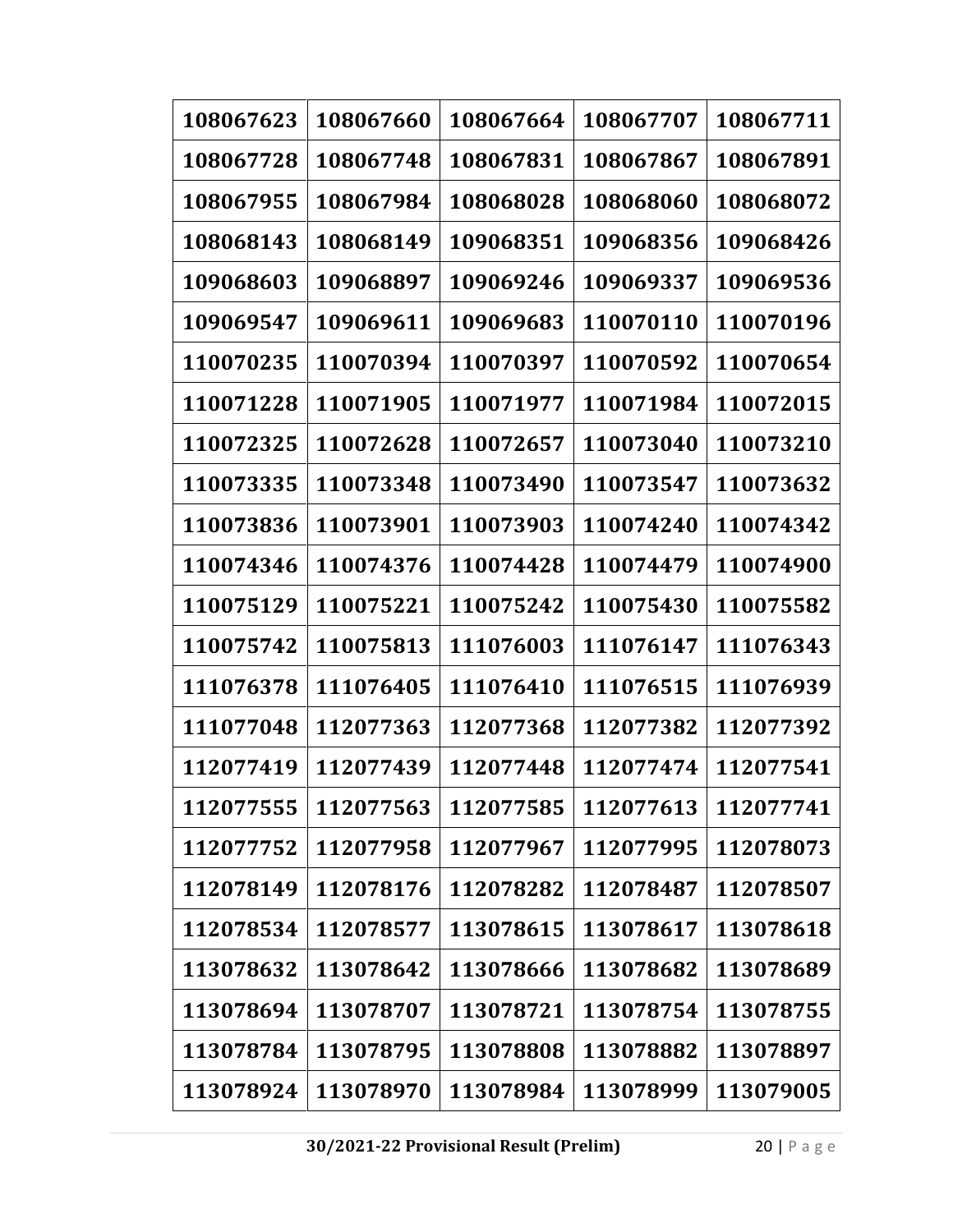| 108067623 | 108067660 | 108067664 | 108067707 | 108067711 |
|---|---|---|---|---|
| 108067728 | 108067748 | 108067831 | 108067867 | 108067891 |
| 108067955 | 108067984 | 108068028 | 108068060 | 108068072 |
| 108068143 | 108068149 | 109068351 | 109068356 | 109068426 |
| 109068603 | 109068897 | 109069246 | 109069337 | 109069536 |
| 109069547 | 109069611 | 109069683 | 110070110 | 110070196 |
| 110070235 | 110070394 | 110070397 | 110070592 | 110070654 |
| 110071228 | 110071905 | 110071977 | 110071984 | 110072015 |
| 110072325 | 110072628 | 110072657 | 110073040 | 110073210 |
| 110073335 | 110073348 | 110073490 | 110073547 | 110073632 |
| 110073836 | 110073901 | 110073903 | 110074240 | 110074342 |
| 110074346 | 110074376 | 110074428 | 110074479 | 110074900 |
| 110075129 | 110075221 | 110075242 | 110075430 | 110075582 |
| 110075742 | 110075813 | 111076003 | 111076147 | 111076343 |
| 111076378 | 111076405 | 111076410 | 111076515 | 111076939 |
| 111077048 | 112077363 | 112077368 | 112077382 | 112077392 |
| 112077419 | 112077439 | 112077448 | 112077474 | 112077541 |
| 112077555 | 112077563 | 112077585 | 112077613 | 112077741 |
| 112077752 | 112077958 | 112077967 | 112077995 | 112078073 |
| 112078149 | 112078176 | 112078282 | 112078487 | 112078507 |
| 112078534 | 112078577 | 113078615 | 113078617 | 113078618 |
| 113078632 | 113078642 | 113078666 | 113078682 | 113078689 |
| 113078694 | 113078707 | 113078721 | 113078754 | 113078755 |
| 113078784 | 113078795 | 113078808 | 113078882 | 113078897 |
| 113078924 | 113078970 | 113078984 | 113078999 | 113079005 |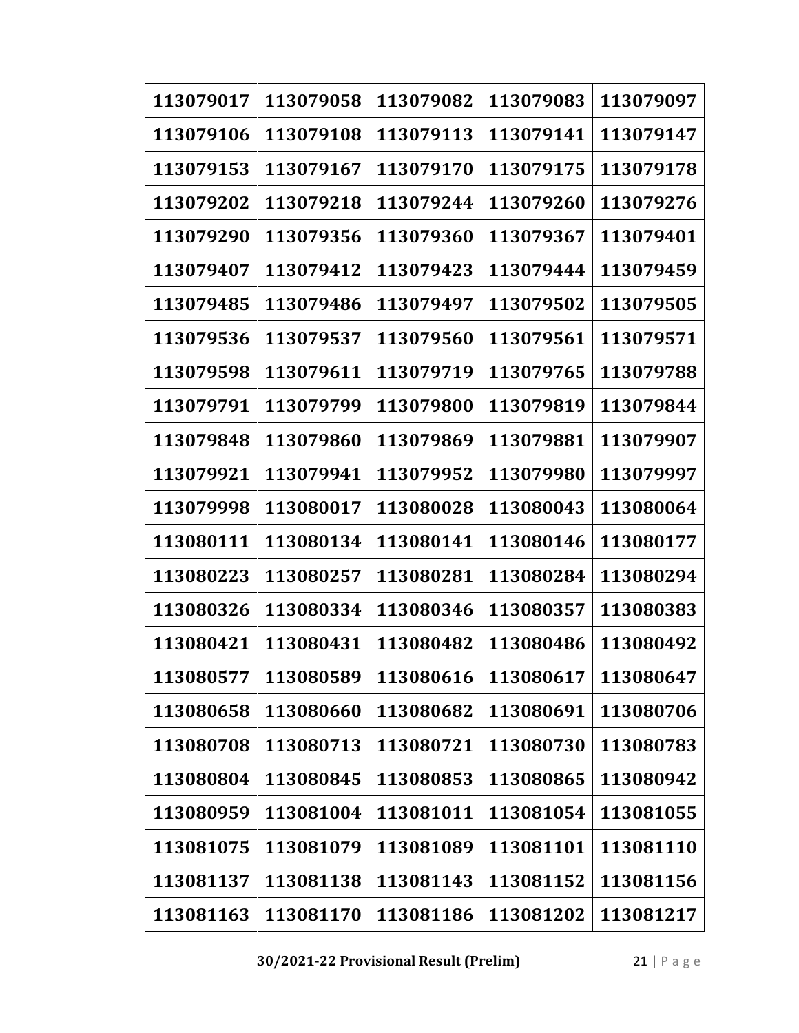| 113079017 | 113079058 | 113079082 | 113079083 | 113079097 |
|---|---|---|---|---|
| 113079106 | 113079108 | 113079113 | 113079141 | 113079147 |
| 113079153 | 113079167 | 113079170 | 113079175 | 113079178 |
| 113079202 | 113079218 | 113079244 | 113079260 | 113079276 |
| 113079290 | 113079356 | 113079360 | 113079367 | 113079401 |
| 113079407 | 113079412 | 113079423 | 113079444 | 113079459 |
| 113079485 | 113079486 | 113079497 | 113079502 | 113079505 |
| 113079536 | 113079537 | 113079560 | 113079561 | 113079571 |
| 113079598 | 113079611 | 113079719 | 113079765 | 113079788 |
| 113079791 | 113079799 | 113079800 | 113079819 | 113079844 |
| 113079848 | 113079860 | 113079869 | 113079881 | 113079907 |
| 113079921 | 113079941 | 113079952 | 113079980 | 113079997 |
| 113079998 | 113080017 | 113080028 | 113080043 | 113080064 |
| 113080111 | 113080134 | 113080141 | 113080146 | 113080177 |
| 113080223 | 113080257 | 113080281 | 113080284 | 113080294 |
| 113080326 | 113080334 | 113080346 | 113080357 | 113080383 |
| 113080421 | 113080431 | 113080482 | 113080486 | 113080492 |
| 113080577 | 113080589 | 113080616 | 113080617 | 113080647 |
| 113080658 | 113080660 | 113080682 | 113080691 | 113080706 |
| 113080708 | 113080713 | 113080721 | 113080730 | 113080783 |
| 113080804 | 113080845 | 113080853 | 113080865 | 113080942 |
| 113080959 | 113081004 | 113081011 | 113081054 | 113081055 |
| 113081075 | 113081079 | 113081089 | 113081101 | 113081110 |
| 113081137 | 113081138 | 113081143 | 113081152 | 113081156 |
| 113081163 | 113081170 | 113081186 | 113081202 | 113081217 |

**30/2021-22 Provisional Result (Prelim)**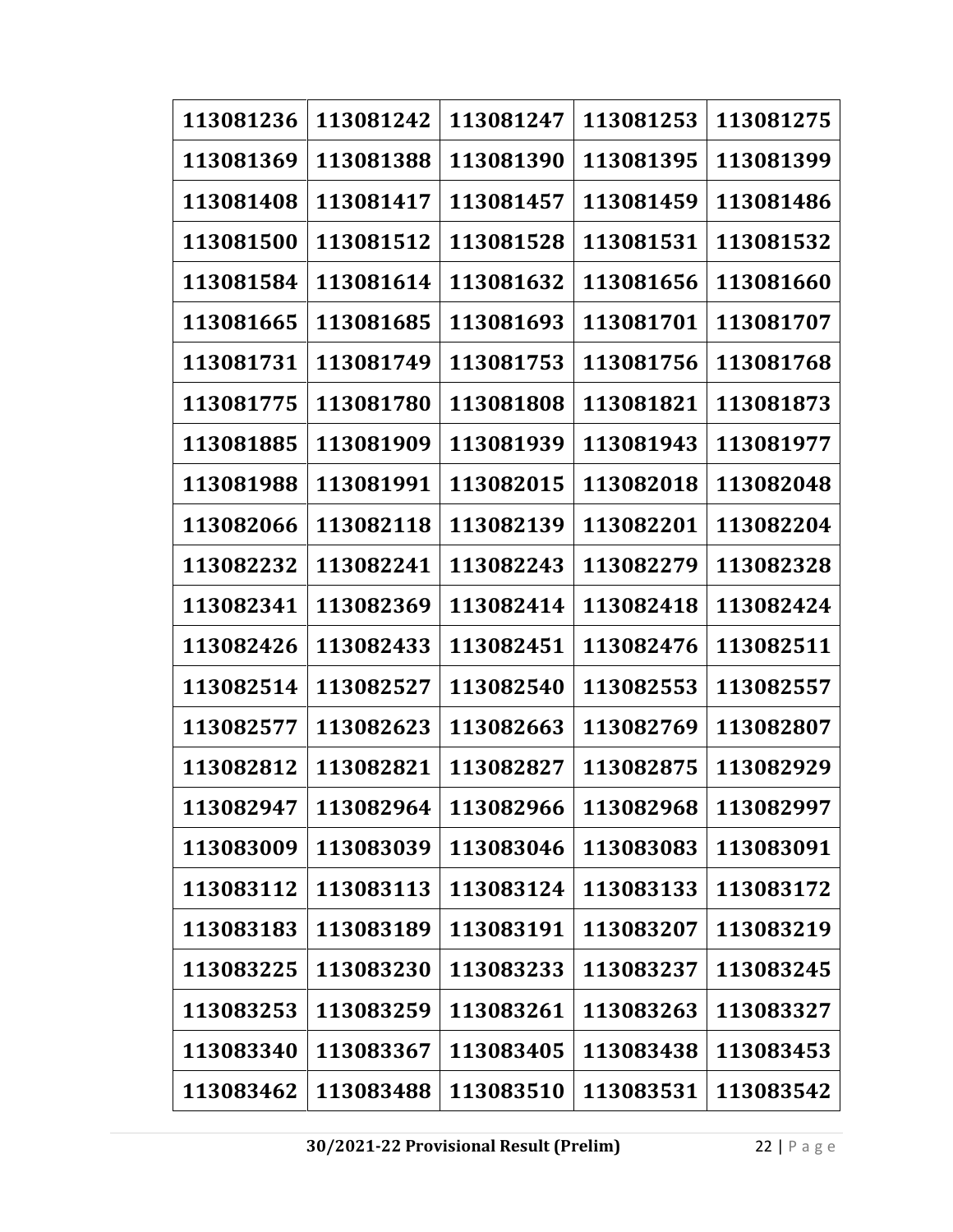| 113081236 | 113081242 | 113081247 | 113081253 | 113081275 |
|---|---|---|---|---|
| 113081369 | 113081388 | 113081390 | 113081395 | 113081399 |
| 113081408 | 113081417 | 113081457 | 113081459 | 113081486 |
| 113081500 | 113081512 | 113081528 | 113081531 | 113081532 |
| 113081584 | 113081614 | 113081632 | 113081656 | 113081660 |
| 113081665 | 113081685 | 113081693 | 113081701 | 113081707 |
| 113081731 | 113081749 | 113081753 | 113081756 | 113081768 |
| 113081775 | 113081780 | 113081808 | 113081821 | 113081873 |
| 113081885 | 113081909 | 113081939 | 113081943 | 113081977 |
| 113081988 | 113081991 | 113082015 | 113082018 | 113082048 |
| 113082066 | 113082118 | 113082139 | 113082201 | 113082204 |
| 113082232 | 113082241 | 113082243 | 113082279 | 113082328 |
| 113082341 | 113082369 | 113082414 | 113082418 | 113082424 |
| 113082426 | 113082433 | 113082451 | 113082476 | 113082511 |
| 113082514 | 113082527 | 113082540 | 113082553 | 113082557 |
| 113082577 | 113082623 | 113082663 | 113082769 | 113082807 |
| 113082812 | 113082821 | 113082827 | 113082875 | 113082929 |
| 113082947 | 113082964 | 113082966 | 113082968 | 113082997 |
| 113083009 | 113083039 | 113083046 | 113083083 | 113083091 |
| 113083112 | 113083113 | 113083124 | 113083133 | 113083172 |
| 113083183 | 113083189 | 113083191 | 113083207 | 113083219 |
| 113083225 | 113083230 | 113083233 | 113083237 | 113083245 |
| 113083253 | 113083259 | 113083261 | 113083263 | 113083327 |
| 113083340 | 113083367 | 113083405 | 113083438 | 113083453 |
| 113083462 | 113083488 | 113083510 | 113083531 | 113083542 |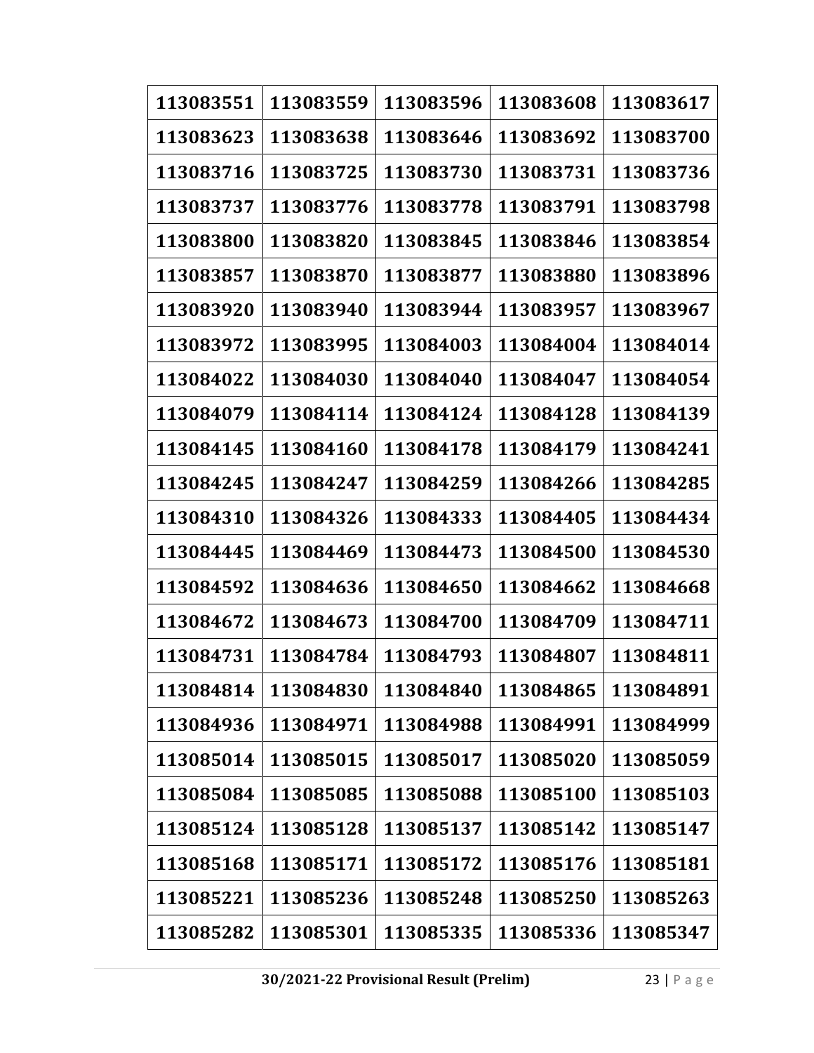| 113083551 | 113083559 | 113083596 | 113083608 | 113083617 |
|---|---|---|---|---|
| 113083623 | 113083638 | 113083646 | 113083692 | 113083700 |
| 113083716 | 113083725 | 113083730 | 113083731 | 113083736 |
| 113083737 | 113083776 | 113083778 | 113083791 | 113083798 |
| 113083800 | 113083820 | 113083845 | 113083846 | 113083854 |
| 113083857 | 113083870 | 113083877 | 113083880 | 113083896 |
| 113083920 | 113083940 | 113083944 | 113083957 | 113083967 |
| 113083972 | 113083995 | 113084003 | 113084004 | 113084014 |
| 113084022 | 113084030 | 113084040 | 113084047 | 113084054 |
| 113084079 | 113084114 | 113084124 | 113084128 | 113084139 |
| 113084145 | 113084160 | 113084178 | 113084179 | 113084241 |
| 113084245 | 113084247 | 113084259 | 113084266 | 113084285 |
| 113084310 | 113084326 | 113084333 | 113084405 | 113084434 |
| 113084445 | 113084469 | 113084473 | 113084500 | 113084530 |
| 113084592 | 113084636 | 113084650 | 113084662 | 113084668 |
| 113084672 | 113084673 | 113084700 | 113084709 | 113084711 |
| 113084731 | 113084784 | 113084793 | 113084807 | 113084811 |
| 113084814 | 113084830 | 113084840 | 113084865 | 113084891 |
| 113084936 | 113084971 | 113084988 | 113084991 | 113084999 |
| 113085014 | 113085015 | 113085017 | 113085020 | 113085059 |
| 113085084 | 113085085 | 113085088 | 113085100 | 113085103 |
| 113085124 | 113085128 | 113085137 | 113085142 | 113085147 |
| 113085168 | 113085171 | 113085172 | 113085176 | 113085181 |
| 113085221 | 113085236 | 113085248 | 113085250 | 113085263 |
| 113085282 | 113085301 | 113085335 | 113085336 | 113085347 |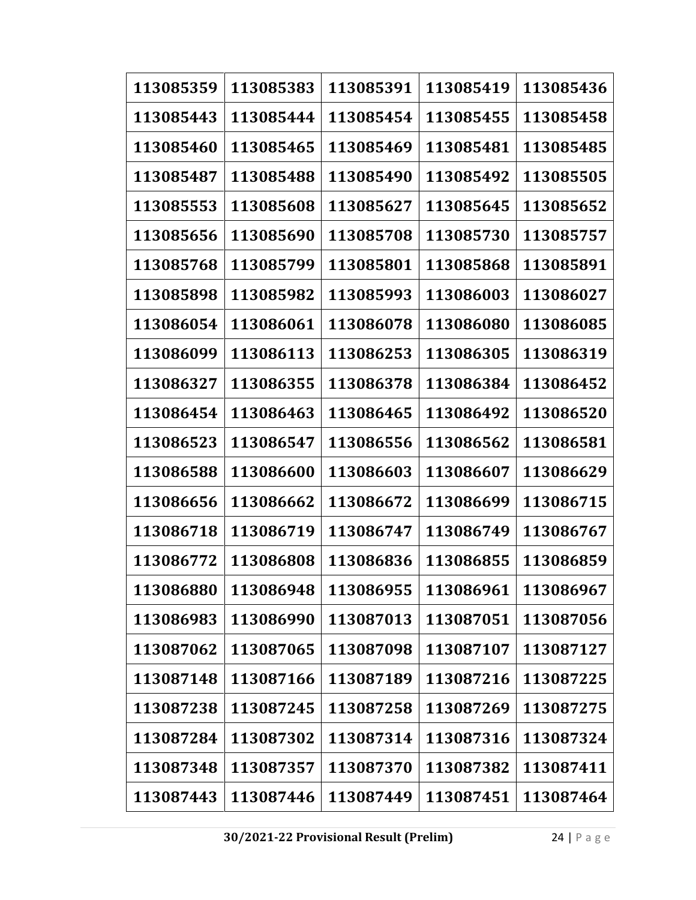| 113085359 | 113085383 | 113085391 | 113085419 | 113085436 |
|---|---|---|---|---|
| 113085443 | 113085444 | 113085454 | 113085455 | 113085458 |
| 113085460 | 113085465 | 113085469 | 113085481 | 113085485 |
| 113085487 | 113085488 | 113085490 | 113085492 | 113085505 |
| 113085553 | 113085608 | 113085627 | 113085645 | 113085652 |
| 113085656 | 113085690 | 113085708 | 113085730 | 113085757 |
| 113085768 | 113085799 | 113085801 | 113085868 | 113085891 |
| 113085898 | 113085982 | 113085993 | 113086003 | 113086027 |
| 113086054 | 113086061 | 113086078 | 113086080 | 113086085 |
| 113086099 | 113086113 | 113086253 | 113086305 | 113086319 |
| 113086327 | 113086355 | 113086378 | 113086384 | 113086452 |
| 113086454 | 113086463 | 113086465 | 113086492 | 113086520 |
| 113086523 | 113086547 | 113086556 | 113086562 | 113086581 |
| 113086588 | 113086600 | 113086603 | 113086607 | 113086629 |
| 113086656 | 113086662 | 113086672 | 113086699 | 113086715 |
| 113086718 | 113086719 | 113086747 | 113086749 | 113086767 |
| 113086772 | 113086808 | 113086836 | 113086855 | 113086859 |
| 113086880 | 113086948 | 113086955 | 113086961 | 113086967 |
| 113086983 | 113086990 | 113087013 | 113087051 | 113087056 |
| 113087062 | 113087065 | 113087098 | 113087107 | 113087127 |
| 113087148 | 113087166 | 113087189 | 113087216 | 113087225 |
| 113087238 | 113087245 | 113087258 | 113087269 | 113087275 |
| 113087284 | 113087302 | 113087314 | 113087316 | 113087324 |
| 113087348 | 113087357 | 113087370 | 113087382 | 113087411 |
| 113087443 | 113087446 | 113087449 | 113087451 | 113087464 |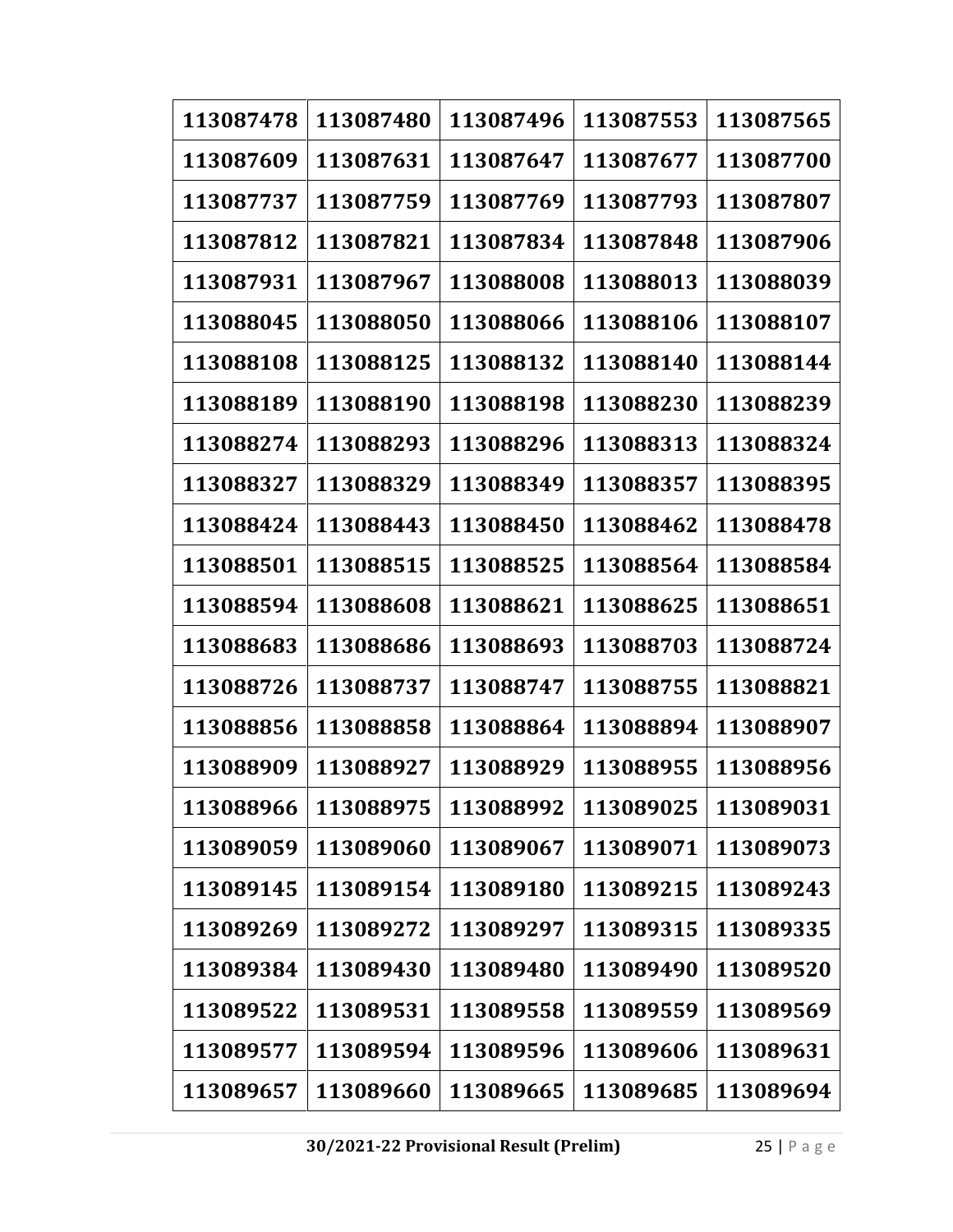| 113087478 | 113087480 | 113087496 | 113087553 | 113087565 |
|---|---|---|---|---|
| 113087609 | 113087631 | 113087647 | 113087677 | 113087700 |
| 113087737 | 113087759 | 113087769 | 113087793 | 113087807 |
| 113087812 | 113087821 | 113087834 | 113087848 | 113087906 |
| 113087931 | 113087967 | 113088008 | 113088013 | 113088039 |
| 113088045 | 113088050 | 113088066 | 113088106 | 113088107 |
| 113088108 | 113088125 | 113088132 | 113088140 | 113088144 |
| 113088189 | 113088190 | 113088198 | 113088230 | 113088239 |
| 113088274 | 113088293 | 113088296 | 113088313 | 113088324 |
| 113088327 | 113088329 | 113088349 | 113088357 | 113088395 |
| 113088424 | 113088443 | 113088450 | 113088462 | 113088478 |
| 113088501 | 113088515 | 113088525 | 113088564 | 113088584 |
| 113088594 | 113088608 | 113088621 | 113088625 | 113088651 |
| 113088683 | 113088686 | 113088693 | 113088703 | 113088724 |
| 113088726 | 113088737 | 113088747 | 113088755 | 113088821 |
| 113088856 | 113088858 | 113088864 | 113088894 | 113088907 |
| 113088909 | 113088927 | 113088929 | 113088955 | 113088956 |
| 113088966 | 113088975 | 113088992 | 113089025 | 113089031 |
| 113089059 | 113089060 | 113089067 | 113089071 | 113089073 |
| 113089145 | 113089154 | 113089180 | 113089215 | 113089243 |
| 113089269 | 113089272 | 113089297 | 113089315 | 113089335 |
| 113089384 | 113089430 | 113089480 | 113089490 | 113089520 |
| 113089522 | 113089531 | 113089558 | 113089559 | 113089569 |
| 113089577 | 113089594 | 113089596 | 113089606 | 113089631 |
| 113089657 | 113089660 | 113089665 | 113089685 | 113089694 |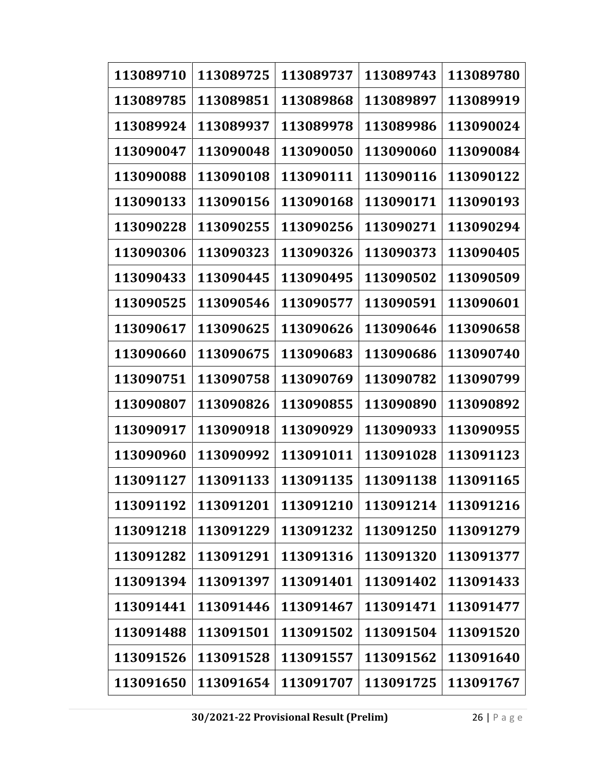| 113089710 | 113089725 | 113089737 | 113089743 | 113089780 |
|---|---|---|---|---|
| 113089785 | 113089851 | 113089868 | 113089897 | 113089919 |
| 113089924 | 113089937 | 113089978 | 113089986 | 113090024 |
| 113090047 | 113090048 | 113090050 | 113090060 | 113090084 |
| 113090088 | 113090108 | 113090111 | 113090116 | 113090122 |
| 113090133 | 113090156 | 113090168 | 113090171 | 113090193 |
| 113090228 | 113090255 | 113090256 | 113090271 | 113090294 |
| 113090306 | 113090323 | 113090326 | 113090373 | 113090405 |
| 113090433 | 113090445 | 113090495 | 113090502 | 113090509 |
| 113090525 | 113090546 | 113090577 | 113090591 | 113090601 |
| 113090617 | 113090625 | 113090626 | 113090646 | 113090658 |
| 113090660 | 113090675 | 113090683 | 113090686 | 113090740 |
| 113090751 | 113090758 | 113090769 | 113090782 | 113090799 |
| 113090807 | 113090826 | 113090855 | 113090890 | 113090892 |
| 113090917 | 113090918 | 113090929 | 113090933 | 113090955 |
| 113090960 | 113090992 | 113091011 | 113091028 | 113091123 |
| 113091127 | 113091133 | 113091135 | 113091138 | 113091165 |
| 113091192 | 113091201 | 113091210 | 113091214 | 113091216 |
| 113091218 | 113091229 | 113091232 | 113091250 | 113091279 |
| 113091282 | 113091291 | 113091316 | 113091320 | 113091377 |
| 113091394 | 113091397 | 113091401 | 113091402 | 113091433 |
| 113091441 | 113091446 | 113091467 | 113091471 | 113091477 |
| 113091488 | 113091501 | 113091502 | 113091504 | 113091520 |
| 113091526 | 113091528 | 113091557 | 113091562 | 113091640 |
| 113091650 | 113091654 | 113091707 | 113091725 | 113091767 |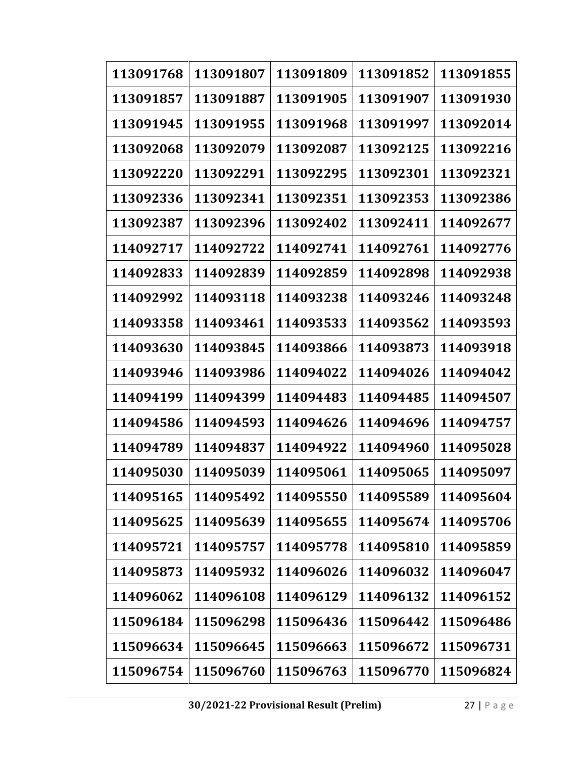| 113091768 | 113091807 | 113091809 | 113091852 | 113091855 |
|---|---|---|---|---|
| 113091857 | 113091887 | 113091905 | 113091907 | 113091930 |
| 113091945 | 113091955 | 113091968 | 113091997 | 113092014 |
| 113092068 | 113092079 | 113092087 | 113092125 | 113092216 |
| 113092220 | 113092291 | 113092295 | 113092301 | 113092321 |
| 113092336 | 113092341 | 113092351 | 113092353 | 113092386 |
| 113092387 | 113092396 | 113092402 | 113092411 | 114092677 |
| 114092717 | 114092722 | 114092741 | 114092761 | 114092776 |
| 114092833 | 114092839 | 114092859 | 114092898 | 114092938 |
| 114092992 | 114093118 | 114093238 | 114093246 | 114093248 |
| 114093358 | 114093461 | 114093533 | 114093562 | 114093593 |
| 114093630 | 114093845 | 114093866 | 114093873 | 114093918 |
| 114093946 | 114093986 | 114094022 | 114094026 | 114094042 |
| 114094199 | 114094399 | 114094483 | 114094485 | 114094507 |
| 114094586 | 114094593 | 114094626 | 114094696 | 114094757 |
| 114094789 | 114094837 | 114094922 | 114094960 | 114095028 |
| 114095030 | 114095039 | 114095061 | 114095065 | 114095097 |
| 114095165 | 114095492 | 114095550 | 114095589 | 114095604 |
| 114095625 | 114095639 | 114095655 | 114095674 | 114095706 |
| 114095721 | 114095757 | 114095778 | 114095810 | 114095859 |
| 114095873 | 114095932 | 114096026 | 114096032 | 114096047 |
| 114096062 | 114096108 | 114096129 | 114096132 | 114096152 |
| 115096184 | 115096298 | 115096436 | 115096442 | 115096486 |
| 115096634 | 115096645 | 115096663 | 115096672 | 115096731 |
| 115096754 | 115096760 | 115096763 | 115096770 | 115096824 |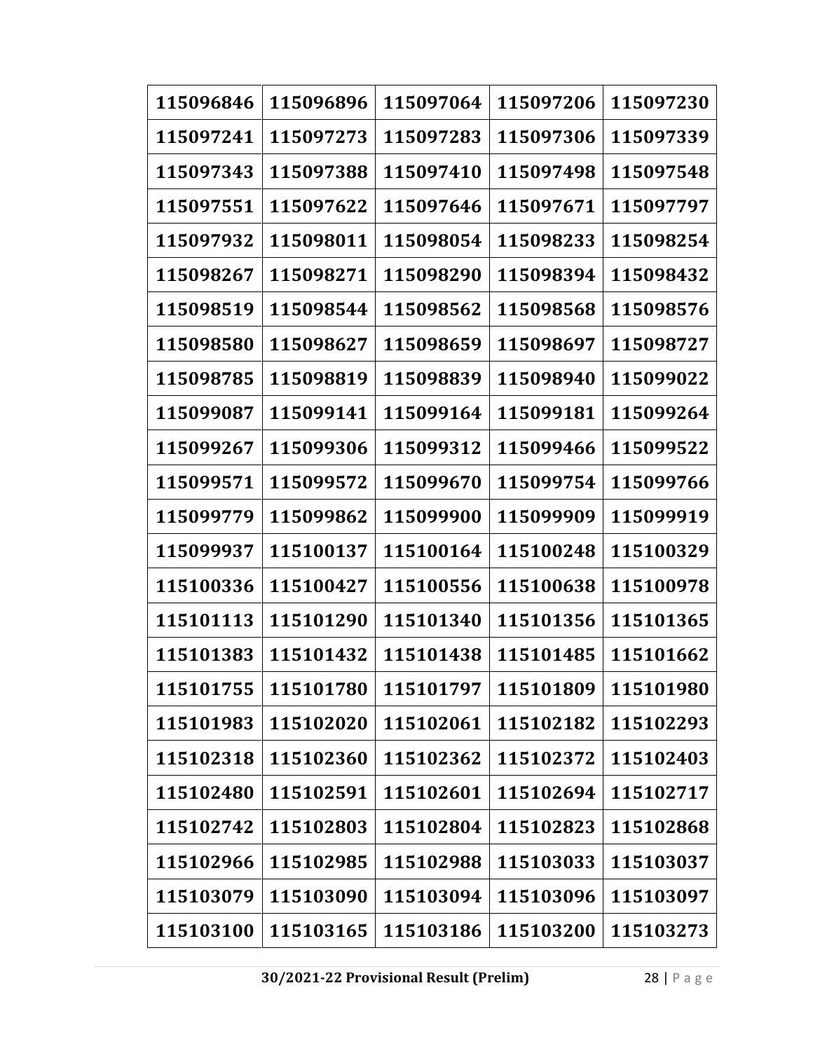| 115096846 | 115096896 | 115097064 | 115097206 | 115097230 |
|---|---|---|---|---|
| 115097241 | 115097273 | 115097283 | 115097306 | 115097339 |
| 115097343 | 115097388 | 115097410 | 115097498 | 115097548 |
| 115097551 | 115097622 | 115097646 | 115097671 | 115097797 |
| 115097932 | 115098011 | 115098054 | 115098233 | 115098254 |
| 115098267 | 115098271 | 115098290 | 115098394 | 115098432 |
| 115098519 | 115098544 | 115098562 | 115098568 | 115098576 |
| 115098580 | 115098627 | 115098659 | 115098697 | 115098727 |
| 115098785 | 115098819 | 115098839 | 115098940 | 115099022 |
| 115099087 | 115099141 | 115099164 | 115099181 | 115099264 |
| 115099267 | 115099306 | 115099312 | 115099466 | 115099522 |
| 115099571 | 115099572 | 115099670 | 115099754 | 115099766 |
| 115099779 | 115099862 | 115099900 | 115099909 | 115099919 |
| 115099937 | 115100137 | 115100164 | 115100248 | 115100329 |
| 115100336 | 115100427 | 115100556 | 115100638 | 115100978 |
| 115101113 | 115101290 | 115101340 | 115101356 | 115101365 |
| 115101383 | 115101432 | 115101438 | 115101485 | 115101662 |
| 115101755 | 115101780 | 115101797 | 115101809 | 115101980 |
| 115101983 | 115102020 | 115102061 | 115102182 | 115102293 |
| 115102318 | 115102360 | 115102362 | 115102372 | 115102403 |
| 115102480 | 115102591 | 115102601 | 115102694 | 115102717 |
| 115102742 | 115102803 | 115102804 | 115102823 | 115102868 |
| 115102966 | 115102985 | 115102988 | 115103033 | 115103037 |
| 115103079 | 115103090 | 115103094 | 115103096 | 115103097 |
| 115103100 | 115103165 | 115103186 | 115103200 | 115103273 |

**30/2021-22 Provisional Result (Prelim)**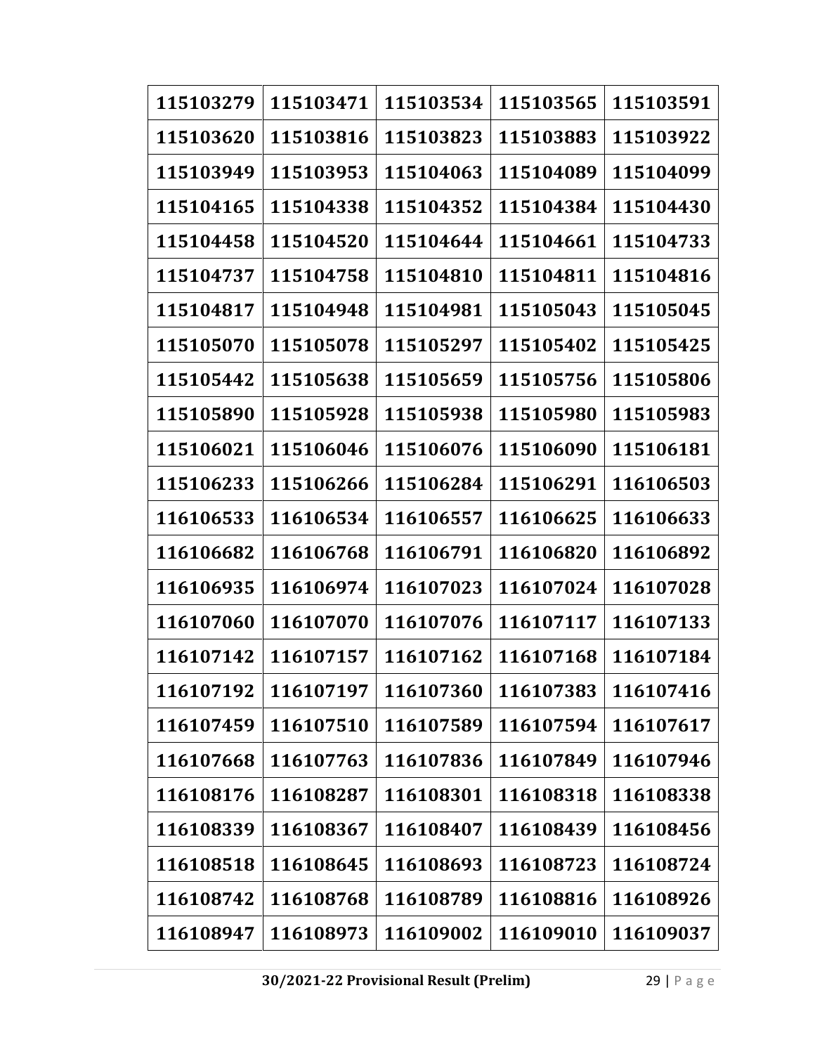| 115103279 | 115103471 | 115103534 | 115103565 | 115103591 |
|---|---|---|---|---|
| 115103620 | 115103816 | 115103823 | 115103883 | 115103922 |
| 115103949 | 115103953 | 115104063 | 115104089 | 115104099 |
| 115104165 | 115104338 | 115104352 | 115104384 | 115104430 |
| 115104458 | 115104520 | 115104644 | 115104661 | 115104733 |
| 115104737 | 115104758 | 115104810 | 115104811 | 115104816 |
| 115104817 | 115104948 | 115104981 | 115105043 | 115105045 |
| 115105070 | 115105078 | 115105297 | 115105402 | 115105425 |
| 115105442 | 115105638 | 115105659 | 115105756 | 115105806 |
| 115105890 | 115105928 | 115105938 | 115105980 | 115105983 |
| 115106021 | 115106046 | 115106076 | 115106090 | 115106181 |
| 115106233 | 115106266 | 115106284 | 115106291 | 116106503 |
| 116106533 | 116106534 | 116106557 | 116106625 | 116106633 |
| 116106682 | 116106768 | 116106791 | 116106820 | 116106892 |
| 116106935 | 116106974 | 116107023 | 116107024 | 116107028 |
| 116107060 | 116107070 | 116107076 | 116107117 | 116107133 |
| 116107142 | 116107157 | 116107162 | 116107168 | 116107184 |
| 116107192 | 116107197 | 116107360 | 116107383 | 116107416 |
| 116107459 | 116107510 | 116107589 | 116107594 | 116107617 |
| 116107668 | 116107763 | 116107836 | 116107849 | 116107946 |
| 116108176 | 116108287 | 116108301 | 116108318 | 116108338 |
| 116108339 | 116108367 | 116108407 | 116108439 | 116108456 |
| 116108518 | 116108645 | 116108693 | 116108723 | 116108724 |
| 116108742 | 116108768 | 116108789 | 116108816 | 116108926 |
| 116108947 | 116108973 | 116109002 | 116109010 | 116109037 |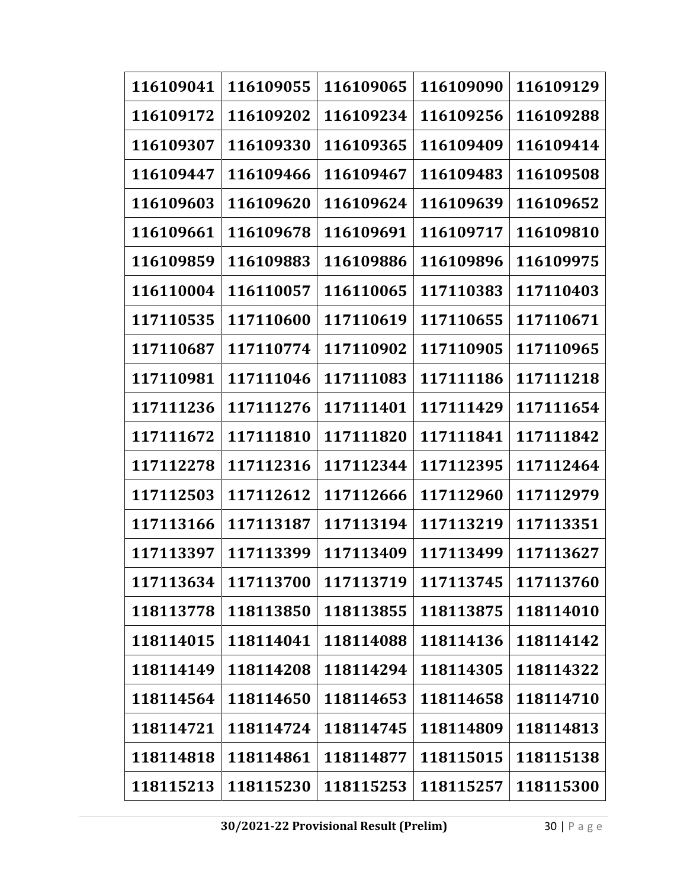| 116109041 | 116109055 | 116109065 | 116109090 | 116109129 |
|---|---|---|---|---|
| 116109172 | 116109202 | 116109234 | 116109256 | 116109288 |
| 116109307 | 116109330 | 116109365 | 116109409 | 116109414 |
| 116109447 | 116109466 | 116109467 | 116109483 | 116109508 |
| 116109603 | 116109620 | 116109624 | 116109639 | 116109652 |
| 116109661 | 116109678 | 116109691 | 116109717 | 116109810 |
| 116109859 | 116109883 | 116109886 | 116109896 | 116109975 |
| 116110004 | 116110057 | 116110065 | 117110383 | 117110403 |
| 117110535 | 117110600 | 117110619 | 117110655 | 117110671 |
| 117110687 | 117110774 | 117110902 | 117110905 | 117110965 |
| 117110981 | 117111046 | 117111083 | 117111186 | 117111218 |
| 117111236 | 117111276 | 117111401 | 117111429 | 117111654 |
| 117111672 | 117111810 | 117111820 | 117111841 | 117111842 |
| 117112278 | 117112316 | 117112344 | 117112395 | 117112464 |
| 117112503 | 117112612 | 117112666 | 117112960 | 117112979 |
| 117113166 | 117113187 | 117113194 | 117113219 | 117113351 |
| 117113397 | 117113399 | 117113409 | 117113499 | 117113627 |
| 117113634 | 117113700 | 117113719 | 117113745 | 117113760 |
| 118113778 | 118113850 | 118113855 | 118113875 | 118114010 |
| 118114015 | 118114041 | 118114088 | 118114136 | 118114142 |
| 118114149 | 118114208 | 118114294 | 118114305 | 118114322 |
| 118114564 | 118114650 | 118114653 | 118114658 | 118114710 |
| 118114721 | 118114724 | 118114745 | 118114809 | 118114813 |
| 118114818 | 118114861 | 118114877 | 118115015 | 118115138 |
| 118115213 | 118115230 | 118115253 | 118115257 | 118115300 |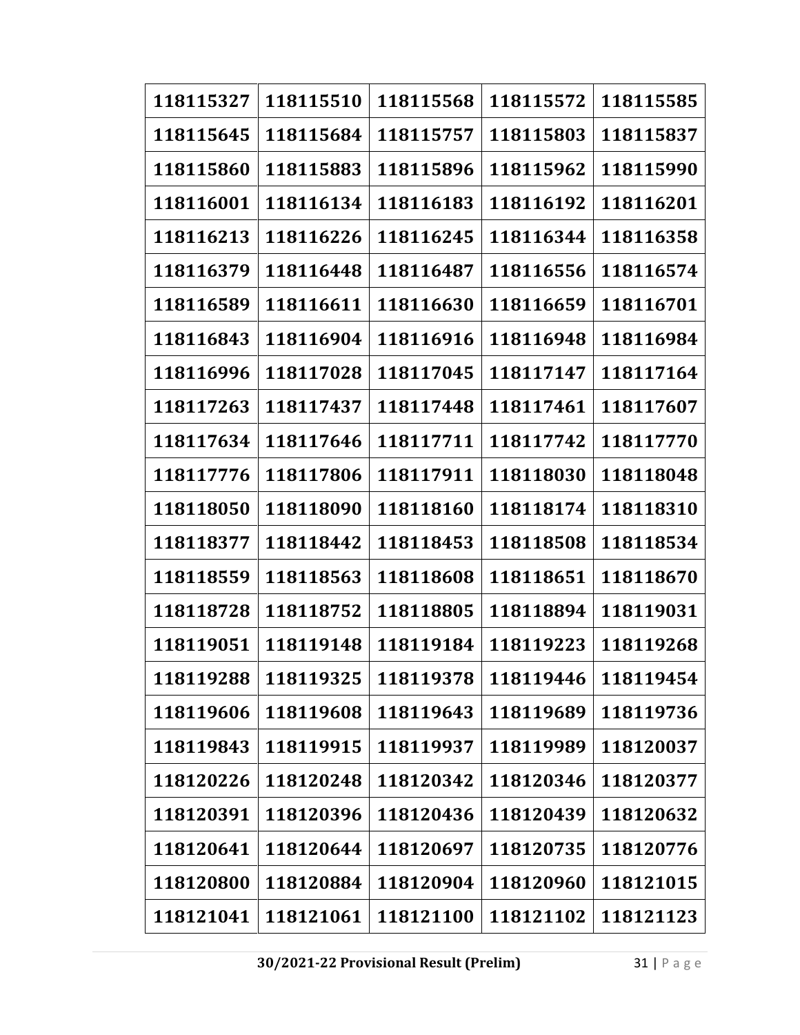| 118115327 | 118115510 | 118115568 | 118115572 | 118115585 |
|---|---|---|---|---|
| 118115645 | 118115684 | 118115757 | 118115803 | 118115837 |
| 118115860 | 118115883 | 118115896 | 118115962 | 118115990 |
| 118116001 | 118116134 | 118116183 | 118116192 | 118116201 |
| 118116213 | 118116226 | 118116245 | 118116344 | 118116358 |
| 118116379 | 118116448 | 118116487 | 118116556 | 118116574 |
| 118116589 | 118116611 | 118116630 | 118116659 | 118116701 |
| 118116843 | 118116904 | 118116916 | 118116948 | 118116984 |
| 118116996 | 118117028 | 118117045 | 118117147 | 118117164 |
| 118117263 | 118117437 | 118117448 | 118117461 | 118117607 |
| 118117634 | 118117646 | 118117711 | 118117742 | 118117770 |
| 118117776 | 118117806 | 118117911 | 118118030 | 118118048 |
| 118118050 | 118118090 | 118118160 | 118118174 | 118118310 |
| 118118377 | 118118442 | 118118453 | 118118508 | 118118534 |
| 118118559 | 118118563 | 118118608 | 118118651 | 118118670 |
| 118118728 | 118118752 | 118118805 | 118118894 | 118119031 |
| 118119051 | 118119148 | 118119184 | 118119223 | 118119268 |
| 118119288 | 118119325 | 118119378 | 118119446 | 118119454 |
| 118119606 | 118119608 | 118119643 | 118119689 | 118119736 |
| 118119843 | 118119915 | 118119937 | 118119989 | 118120037 |
| 118120226 | 118120248 | 118120342 | 118120346 | 118120377 |
| 118120391 | 118120396 | 118120436 | 118120439 | 118120632 |
| 118120641 | 118120644 | 118120697 | 118120735 | 118120776 |
| 118120800 | 118120884 | 118120904 | 118120960 | 118121015 |
| 118121041 | 118121061 | 118121100 | 118121102 | 118121123 |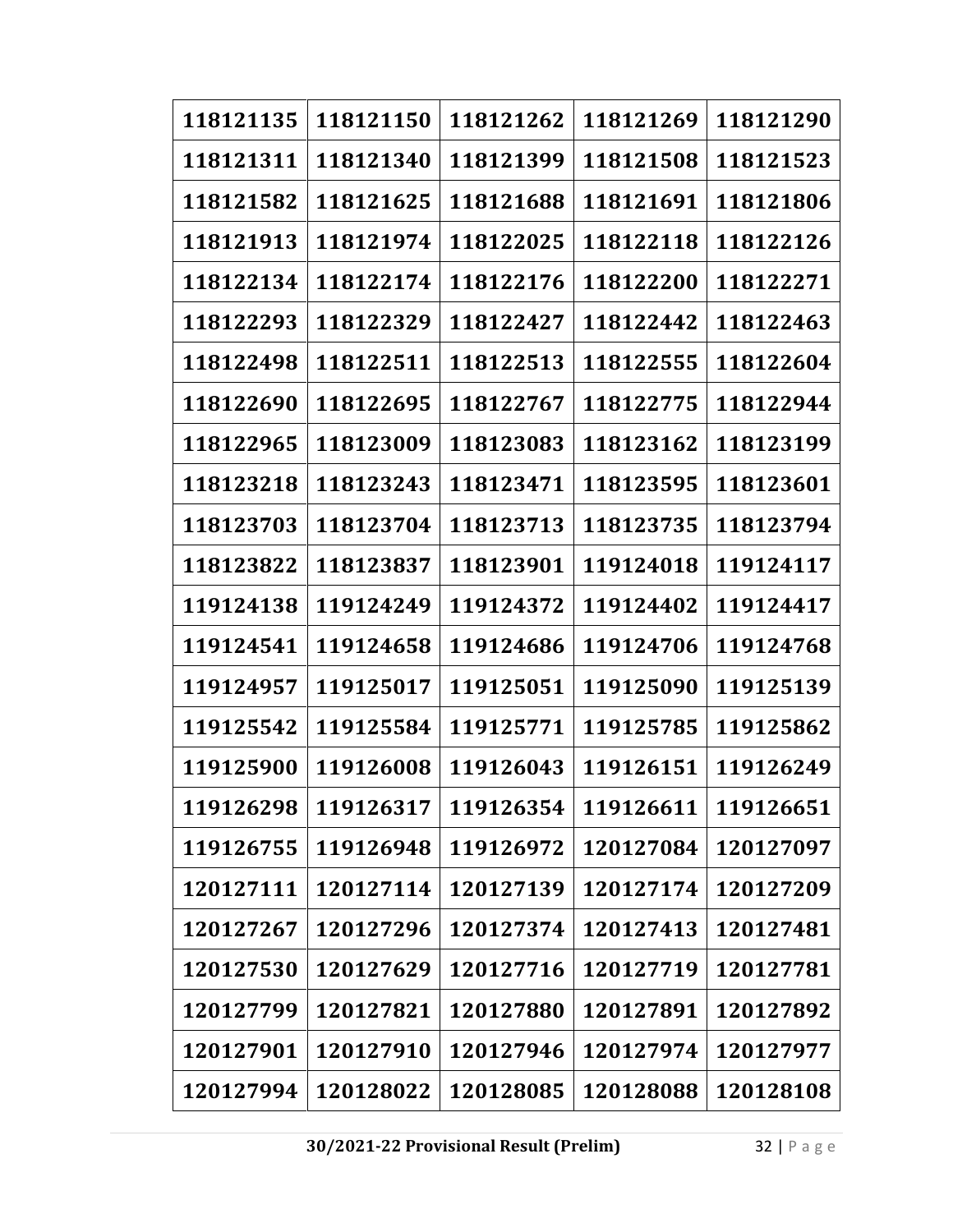| 118121135 | 118121150 | 118121262 | 118121269 | 118121290 |
|---|---|---|---|---|
| 118121311 | 118121340 | 118121399 | 118121508 | 118121523 |
| 118121582 | 118121625 | 118121688 | 118121691 | 118121806 |
| 118121913 | 118121974 | 118122025 | 118122118 | 118122126 |
| 118122134 | 118122174 | 118122176 | 118122200 | 118122271 |
| 118122293 | 118122329 | 118122427 | 118122442 | 118122463 |
| 118122498 | 118122511 | 118122513 | 118122555 | 118122604 |
| 118122690 | 118122695 | 118122767 | 118122775 | 118122944 |
| 118122965 | 118123009 | 118123083 | 118123162 | 118123199 |
| 118123218 | 118123243 | 118123471 | 118123595 | 118123601 |
| 118123703 | 118123704 | 118123713 | 118123735 | 118123794 |
| 118123822 | 118123837 | 118123901 | 119124018 | 119124117 |
| 119124138 | 119124249 | 119124372 | 119124402 | 119124417 |
| 119124541 | 119124658 | 119124686 | 119124706 | 119124768 |
| 119124957 | 119125017 | 119125051 | 119125090 | 119125139 |
| 119125542 | 119125584 | 119125771 | 119125785 | 119125862 |
| 119125900 | 119126008 | 119126043 | 119126151 | 119126249 |
| 119126298 | 119126317 | 119126354 | 119126611 | 119126651 |
| 119126755 | 119126948 | 119126972 | 120127084 | 120127097 |
| 120127111 | 120127114 | 120127139 | 120127174 | 120127209 |
| 120127267 | 120127296 | 120127374 | 120127413 | 120127481 |
| 120127530 | 120127629 | 120127716 | 120127719 | 120127781 |
| 120127799 | 120127821 | 120127880 | 120127891 | 120127892 |
| 120127901 | 120127910 | 120127946 | 120127974 | 120127977 |
| 120127994 | 120128022 | 120128085 | 120128088 | 120128108 |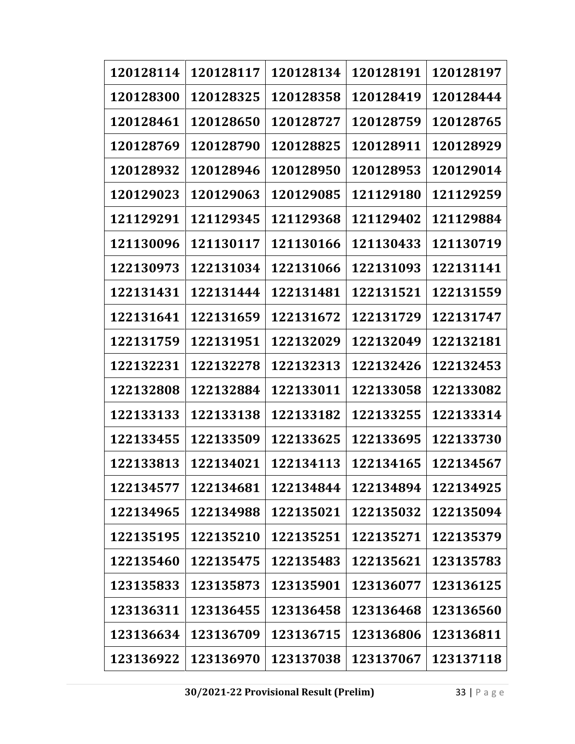| 120128114 | 120128117 | 120128134 | 120128191 | 120128197 |
|---|---|---|---|---|
| 120128300 | 120128325 | 120128358 | 120128419 | 120128444 |
| 120128461 | 120128650 | 120128727 | 120128759 | 120128765 |
| 120128769 | 120128790 | 120128825 | 120128911 | 120128929 |
| 120128932 | 120128946 | 120128950 | 120128953 | 120129014 |
| 120129023 | 120129063 | 120129085 | 121129180 | 121129259 |
| 121129291 | 121129345 | 121129368 | 121129402 | 121129884 |
| 121130096 | 121130117 | 121130166 | 121130433 | 121130719 |
| 122130973 | 122131034 | 122131066 | 122131093 | 122131141 |
| 122131431 | 122131444 | 122131481 | 122131521 | 122131559 |
| 122131641 | 122131659 | 122131672 | 122131729 | 122131747 |
| 122131759 | 122131951 | 122132029 | 122132049 | 122132181 |
| 122132231 | 122132278 | 122132313 | 122132426 | 122132453 |
| 122132808 | 122132884 | 122133011 | 122133058 | 122133082 |
| 122133133 | 122133138 | 122133182 | 122133255 | 122133314 |
| 122133455 | 122133509 | 122133625 | 122133695 | 122133730 |
| 122133813 | 122134021 | 122134113 | 122134165 | 122134567 |
| 122134577 | 122134681 | 122134844 | 122134894 | 122134925 |
| 122134965 | 122134988 | 122135021 | 122135032 | 122135094 |
| 122135195 | 122135210 | 122135251 | 122135271 | 122135379 |
| 122135460 | 122135475 | 122135483 | 122135621 | 123135783 |
| 123135833 | 123135873 | 123135901 | 123136077 | 123136125 |
| 123136311 | 123136455 | 123136458 | 123136468 | 123136560 |
| 123136634 | 123136709 | 123136715 | 123136806 | 123136811 |
| 123136922 | 123136970 | 123137038 | 123137067 | 123137118 |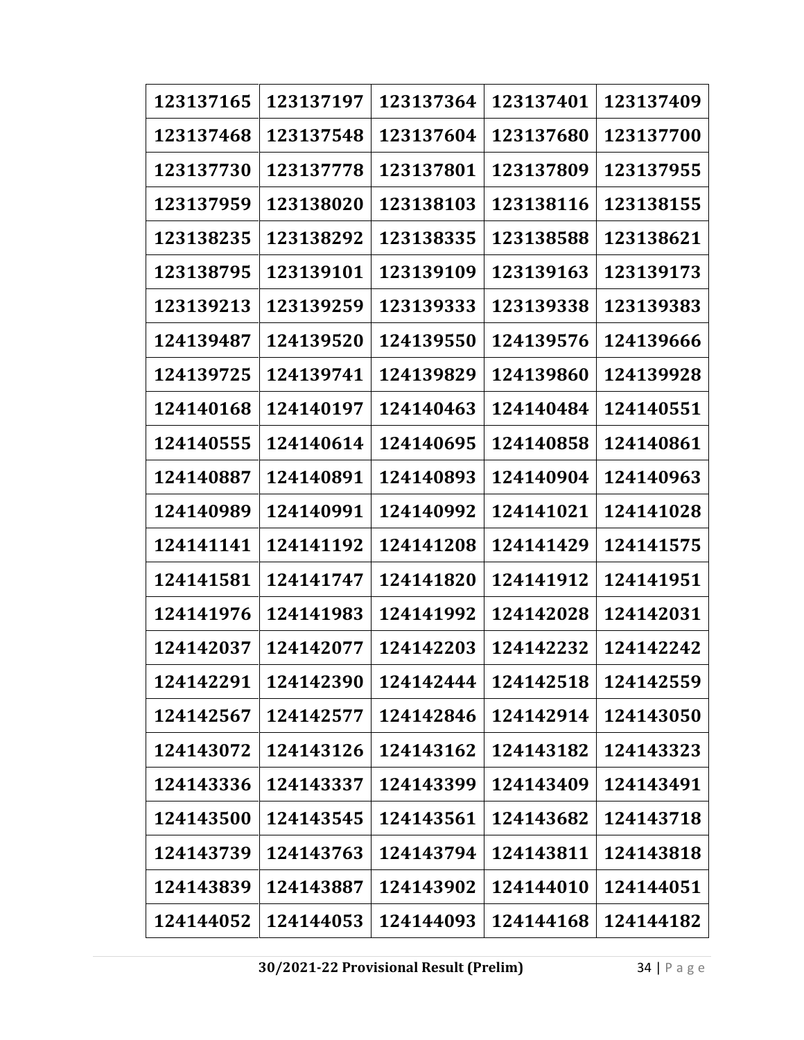| 123137165 | 123137197 | 123137364 | 123137401 | 123137409 |
|---|---|---|---|---|
| 123137468 | 123137548 | 123137604 | 123137680 | 123137700 |
| 123137730 | 123137778 | 123137801 | 123137809 | 123137955 |
| 123137959 | 123138020 | 123138103 | 123138116 | 123138155 |
| 123138235 | 123138292 | 123138335 | 123138588 | 123138621 |
| 123138795 | 123139101 | 123139109 | 123139163 | 123139173 |
| 123139213 | 123139259 | 123139333 | 123139338 | 123139383 |
| 124139487 | 124139520 | 124139550 | 124139576 | 124139666 |
| 124139725 | 124139741 | 124139829 | 124139860 | 124139928 |
| 124140168 | 124140197 | 124140463 | 124140484 | 124140551 |
| 124140555 | 124140614 | 124140695 | 124140858 | 124140861 |
| 124140887 | 124140891 | 124140893 | 124140904 | 124140963 |
| 124140989 | 124140991 | 124140992 | 124141021 | 124141028 |
| 124141141 | 124141192 | 124141208 | 124141429 | 124141575 |
| 124141581 | 124141747 | 124141820 | 124141912 | 124141951 |
| 124141976 | 124141983 | 124141992 | 124142028 | 124142031 |
| 124142037 | 124142077 | 124142203 | 124142232 | 124142242 |
| 124142291 | 124142390 | 124142444 | 124142518 | 124142559 |
| 124142567 | 124142577 | 124142846 | 124142914 | 124143050 |
| 124143072 | 124143126 | 124143162 | 124143182 | 124143323 |
| 124143336 | 124143337 | 124143399 | 124143409 | 124143491 |
| 124143500 | 124143545 | 124143561 | 124143682 | 124143718 |
| 124143739 | 124143763 | 124143794 | 124143811 | 124143818 |
| 124143839 | 124143887 | 124143902 | 124144010 | 124144051 |
| 124144052 | 124144053 | 124144093 | 124144168 | 124144182 |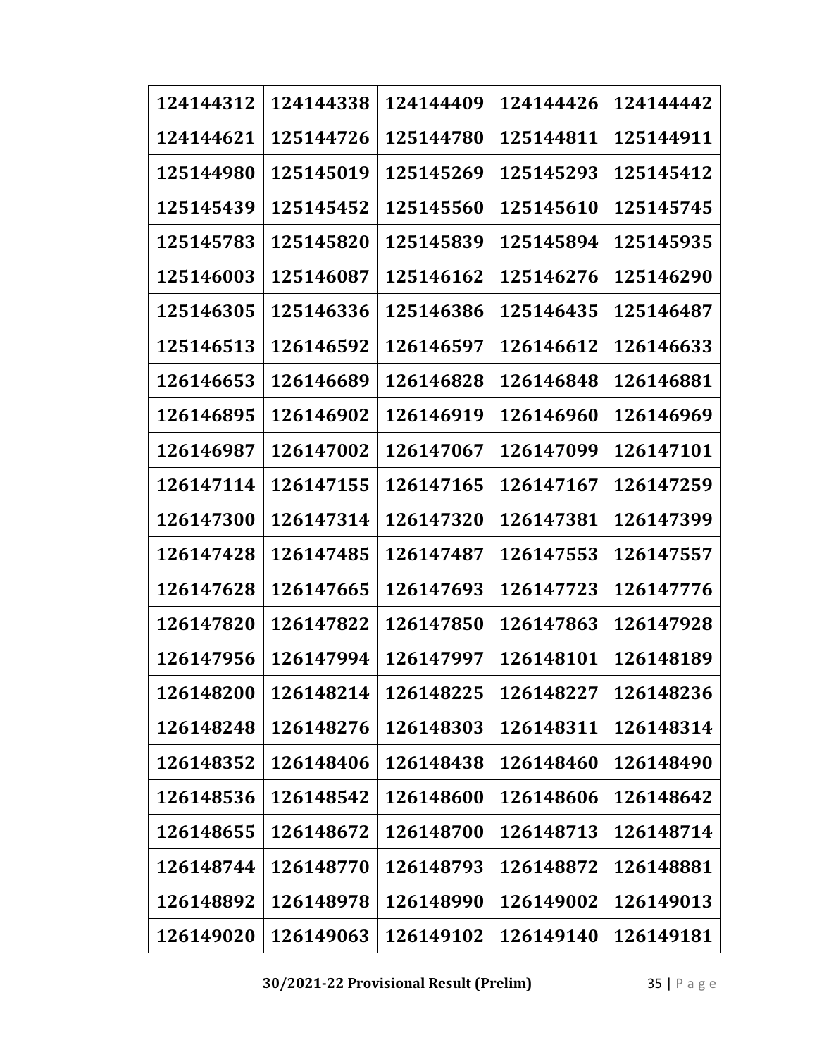| 124144312 | 124144338 | 124144409 | 124144426 | 124144442 |
|---|---|---|---|---|
| 124144621 | 125144726 | 125144780 | 125144811 | 125144911 |
| 125144980 | 125145019 | 125145269 | 125145293 | 125145412 |
| 125145439 | 125145452 | 125145560 | 125145610 | 125145745 |
| 125145783 | 125145820 | 125145839 | 125145894 | 125145935 |
| 125146003 | 125146087 | 125146162 | 125146276 | 125146290 |
| 125146305 | 125146336 | 125146386 | 125146435 | 125146487 |
| 125146513 | 126146592 | 126146597 | 126146612 | 126146633 |
| 126146653 | 126146689 | 126146828 | 126146848 | 126146881 |
| 126146895 | 126146902 | 126146919 | 126146960 | 126146969 |
| 126146987 | 126147002 | 126147067 | 126147099 | 126147101 |
| 126147114 | 126147155 | 126147165 | 126147167 | 126147259 |
| 126147300 | 126147314 | 126147320 | 126147381 | 126147399 |
| 126147428 | 126147485 | 126147487 | 126147553 | 126147557 |
| 126147628 | 126147665 | 126147693 | 126147723 | 126147776 |
| 126147820 | 126147822 | 126147850 | 126147863 | 126147928 |
| 126147956 | 126147994 | 126147997 | 126148101 | 126148189 |
| 126148200 | 126148214 | 126148225 | 126148227 | 126148236 |
| 126148248 | 126148276 | 126148303 | 126148311 | 126148314 |
| 126148352 | 126148406 | 126148438 | 126148460 | 126148490 |
| 126148536 | 126148542 | 126148600 | 126148606 | 126148642 |
| 126148655 | 126148672 | 126148700 | 126148713 | 126148714 |
| 126148744 | 126148770 | 126148793 | 126148872 | 126148881 |
| 126148892 | 126148978 | 126148990 | 126149002 | 126149013 |
| 126149020 | 126149063 | 126149102 | 126149140 | 126149181 |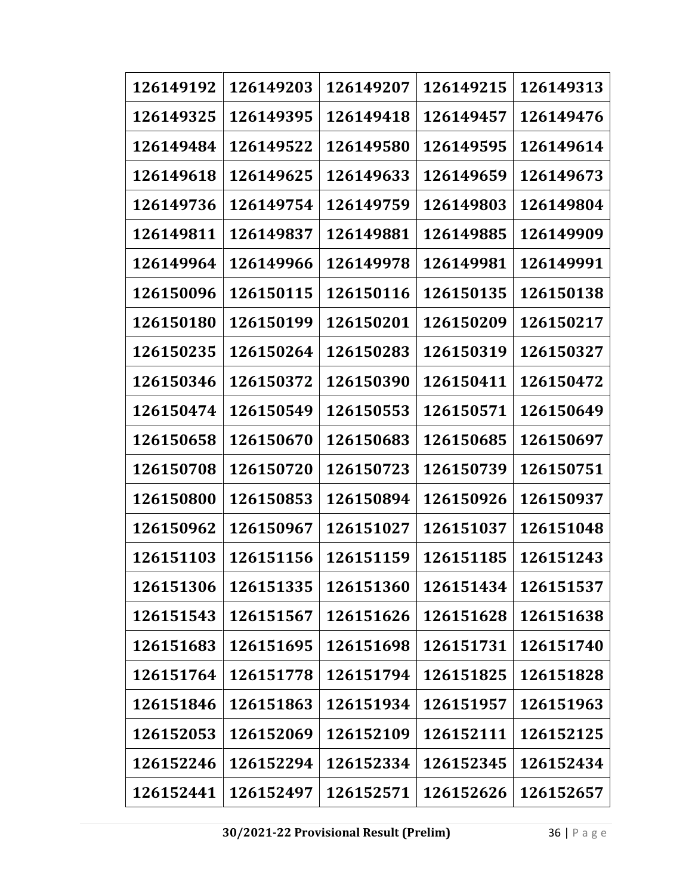| 126149192 | 126149203 | 126149207 | 126149215 | 126149313 |
|---|---|---|---|---|
| 126149325 | 126149395 | 126149418 | 126149457 | 126149476 |
| 126149484 | 126149522 | 126149580 | 126149595 | 126149614 |
| 126149618 | 126149625 | 126149633 | 126149659 | 126149673 |
| 126149736 | 126149754 | 126149759 | 126149803 | 126149804 |
| 126149811 | 126149837 | 126149881 | 126149885 | 126149909 |
| 126149964 | 126149966 | 126149978 | 126149981 | 126149991 |
| 126150096 | 126150115 | 126150116 | 126150135 | 126150138 |
| 126150180 | 126150199 | 126150201 | 126150209 | 126150217 |
| 126150235 | 126150264 | 126150283 | 126150319 | 126150327 |
| 126150346 | 126150372 | 126150390 | 126150411 | 126150472 |
| 126150474 | 126150549 | 126150553 | 126150571 | 126150649 |
| 126150658 | 126150670 | 126150683 | 126150685 | 126150697 |
| 126150708 | 126150720 | 126150723 | 126150739 | 126150751 |
| 126150800 | 126150853 | 126150894 | 126150926 | 126150937 |
| 126150962 | 126150967 | 126151027 | 126151037 | 126151048 |
| 126151103 | 126151156 | 126151159 | 126151185 | 126151243 |
| 126151306 | 126151335 | 126151360 | 126151434 | 126151537 |
| 126151543 | 126151567 | 126151626 | 126151628 | 126151638 |
| 126151683 | 126151695 | 126151698 | 126151731 | 126151740 |
| 126151764 | 126151778 | 126151794 | 126151825 | 126151828 |
| 126151846 | 126151863 | 126151934 | 126151957 | 126151963 |
| 126152053 | 126152069 | 126152109 | 126152111 | 126152125 |
| 126152246 | 126152294 | 126152334 | 126152345 | 126152434 |
| 126152441 | 126152497 | 126152571 | 126152626 | 126152657 |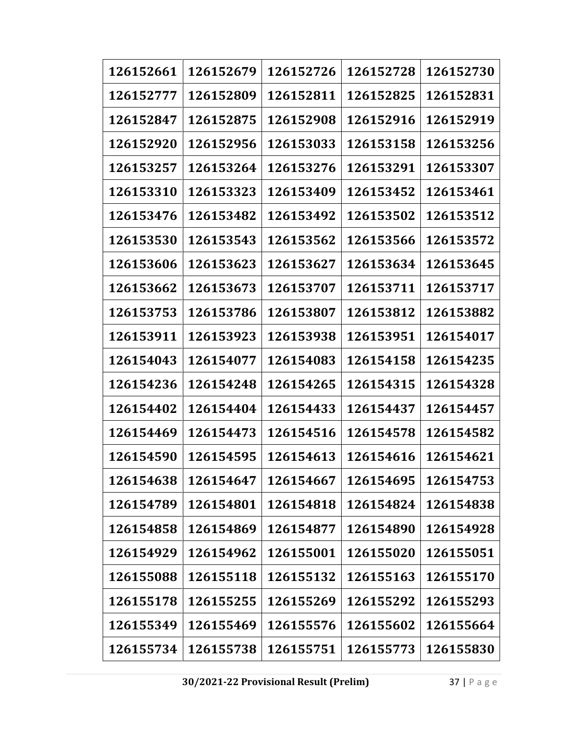| 126152661 | 126152679 | 126152726 | 126152728 | 126152730 |
|---|---|---|---|---|
| 126152777 | 126152809 | 126152811 | 126152825 | 126152831 |
| 126152847 | 126152875 | 126152908 | 126152916 | 126152919 |
| 126152920 | 126152956 | 126153033 | 126153158 | 126153256 |
| 126153257 | 126153264 | 126153276 | 126153291 | 126153307 |
| 126153310 | 126153323 | 126153409 | 126153452 | 126153461 |
| 126153476 | 126153482 | 126153492 | 126153502 | 126153512 |
| 126153530 | 126153543 | 126153562 | 126153566 | 126153572 |
| 126153606 | 126153623 | 126153627 | 126153634 | 126153645 |
| 126153662 | 126153673 | 126153707 | 126153711 | 126153717 |
| 126153753 | 126153786 | 126153807 | 126153812 | 126153882 |
| 126153911 | 126153923 | 126153938 | 126153951 | 126154017 |
| 126154043 | 126154077 | 126154083 | 126154158 | 126154235 |
| 126154236 | 126154248 | 126154265 | 126154315 | 126154328 |
| 126154402 | 126154404 | 126154433 | 126154437 | 126154457 |
| 126154469 | 126154473 | 126154516 | 126154578 | 126154582 |
| 126154590 | 126154595 | 126154613 | 126154616 | 126154621 |
| 126154638 | 126154647 | 126154667 | 126154695 | 126154753 |
| 126154789 | 126154801 | 126154818 | 126154824 | 126154838 |
| 126154858 | 126154869 | 126154877 | 126154890 | 126154928 |
| 126154929 | 126154962 | 126155001 | 126155020 | 126155051 |
| 126155088 | 126155118 | 126155132 | 126155163 | 126155170 |
| 126155178 | 126155255 | 126155269 | 126155292 | 126155293 |
| 126155349 | 126155469 | 126155576 | 126155602 | 126155664 |
| 126155734 | 126155738 | 126155751 | 126155773 | 126155830 |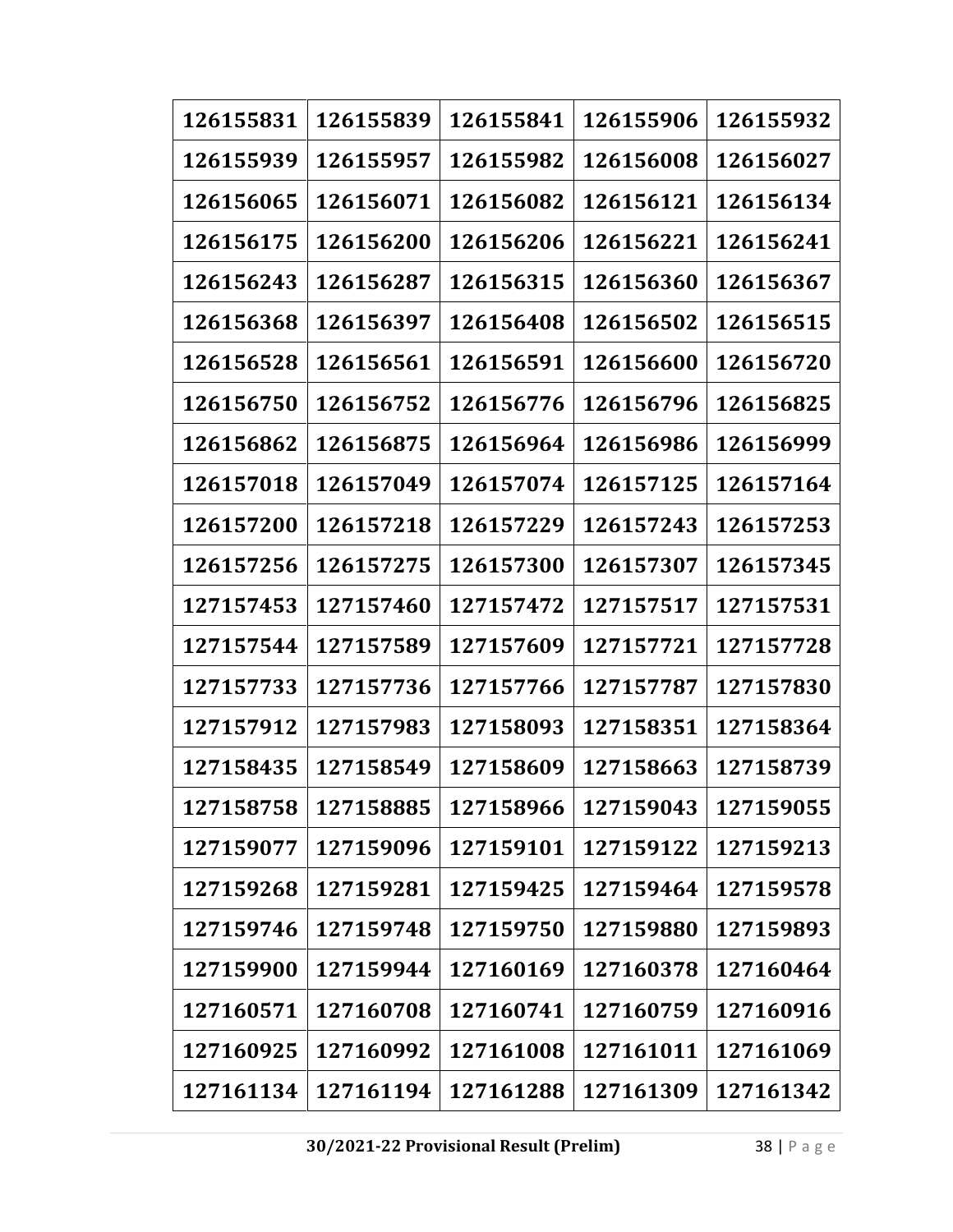| 126155831 | 126155839 | 126155841 | 126155906 | 126155932 |
|---|---|---|---|---|
| 126155939 | 126155957 | 126155982 | 126156008 | 126156027 |
| 126156065 | 126156071 | 126156082 | 126156121 | 126156134 |
| 126156175 | 126156200 | 126156206 | 126156221 | 126156241 |
| 126156243 | 126156287 | 126156315 | 126156360 | 126156367 |
| 126156368 | 126156397 | 126156408 | 126156502 | 126156515 |
| 126156528 | 126156561 | 126156591 | 126156600 | 126156720 |
| 126156750 | 126156752 | 126156776 | 126156796 | 126156825 |
| 126156862 | 126156875 | 126156964 | 126156986 | 126156999 |
| 126157018 | 126157049 | 126157074 | 126157125 | 126157164 |
| 126157200 | 126157218 | 126157229 | 126157243 | 126157253 |
| 126157256 | 126157275 | 126157300 | 126157307 | 126157345 |
| 127157453 | 127157460 | 127157472 | 127157517 | 127157531 |
| 127157544 | 127157589 | 127157609 | 127157721 | 127157728 |
| 127157733 | 127157736 | 127157766 | 127157787 | 127157830 |
| 127157912 | 127157983 | 127158093 | 127158351 | 127158364 |
| 127158435 | 127158549 | 127158609 | 127158663 | 127158739 |
| 127158758 | 127158885 | 127158966 | 127159043 | 127159055 |
| 127159077 | 127159096 | 127159101 | 127159122 | 127159213 |
| 127159268 | 127159281 | 127159425 | 127159464 | 127159578 |
| 127159746 | 127159748 | 127159750 | 127159880 | 127159893 |
| 127159900 | 127159944 | 127160169 | 127160378 | 127160464 |
| 127160571 | 127160708 | 127160741 | 127160759 | 127160916 |
| 127160925 | 127160992 | 127161008 | 127161011 | 127161069 |
| 127161134 | 127161194 | 127161288 | 127161309 | 127161342 |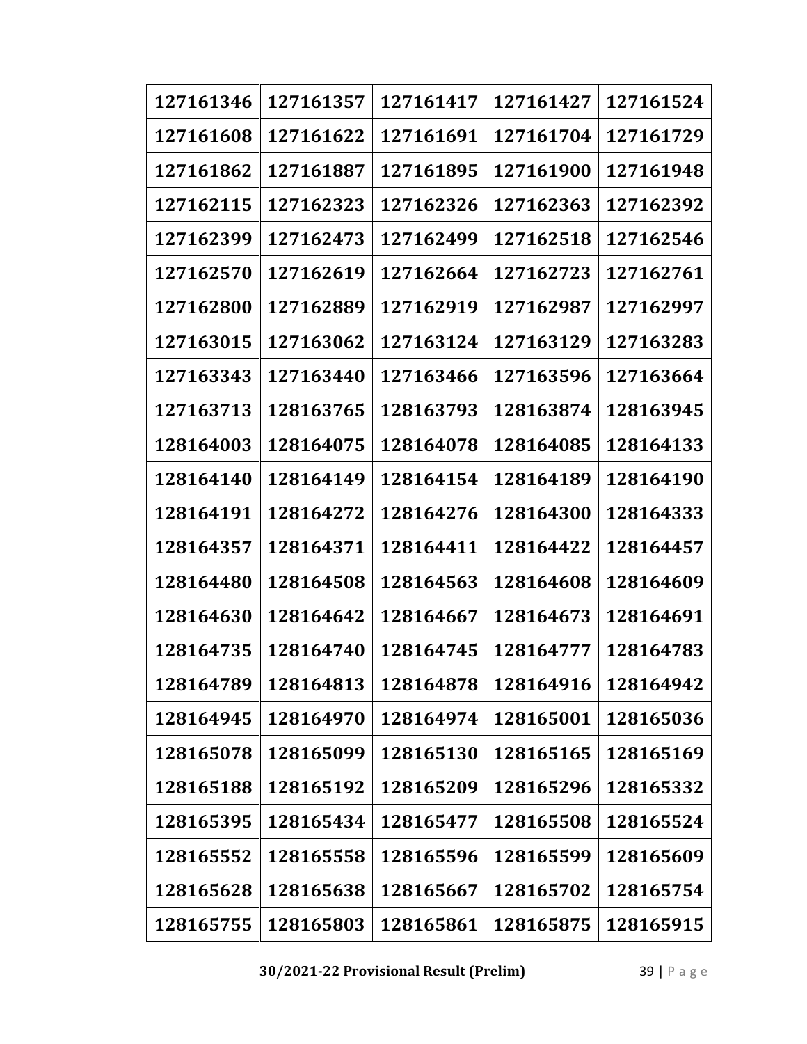| 127161346 | 127161357 | 127161417 | 127161427 | 127161524 |
|---|---|---|---|---|
| 127161608 | 127161622 | 127161691 | 127161704 | 127161729 |
| 127161862 | 127161887 | 127161895 | 127161900 | 127161948 |
| 127162115 | 127162323 | 127162326 | 127162363 | 127162392 |
| 127162399 | 127162473 | 127162499 | 127162518 | 127162546 |
| 127162570 | 127162619 | 127162664 | 127162723 | 127162761 |
| 127162800 | 127162889 | 127162919 | 127162987 | 127162997 |
| 127163015 | 127163062 | 127163124 | 127163129 | 127163283 |
| 127163343 | 127163440 | 127163466 | 127163596 | 127163664 |
| 127163713 | 128163765 | 128163793 | 128163874 | 128163945 |
| 128164003 | 128164075 | 128164078 | 128164085 | 128164133 |
| 128164140 | 128164149 | 128164154 | 128164189 | 128164190 |
| 128164191 | 128164272 | 128164276 | 128164300 | 128164333 |
| 128164357 | 128164371 | 128164411 | 128164422 | 128164457 |
| 128164480 | 128164508 | 128164563 | 128164608 | 128164609 |
| 128164630 | 128164642 | 128164667 | 128164673 | 128164691 |
| 128164735 | 128164740 | 128164745 | 128164777 | 128164783 |
| 128164789 | 128164813 | 128164878 | 128164916 | 128164942 |
| 128164945 | 128164970 | 128164974 | 128165001 | 128165036 |
| 128165078 | 128165099 | 128165130 | 128165165 | 128165169 |
| 128165188 | 128165192 | 128165209 | 128165296 | 128165332 |
| 128165395 | 128165434 | 128165477 | 128165508 | 128165524 |
| 128165552 | 128165558 | 128165596 | 128165599 | 128165609 |
| 128165628 | 128165638 | 128165667 | 128165702 | 128165754 |
| 128165755 | 128165803 | 128165861 | 128165875 | 128165915 |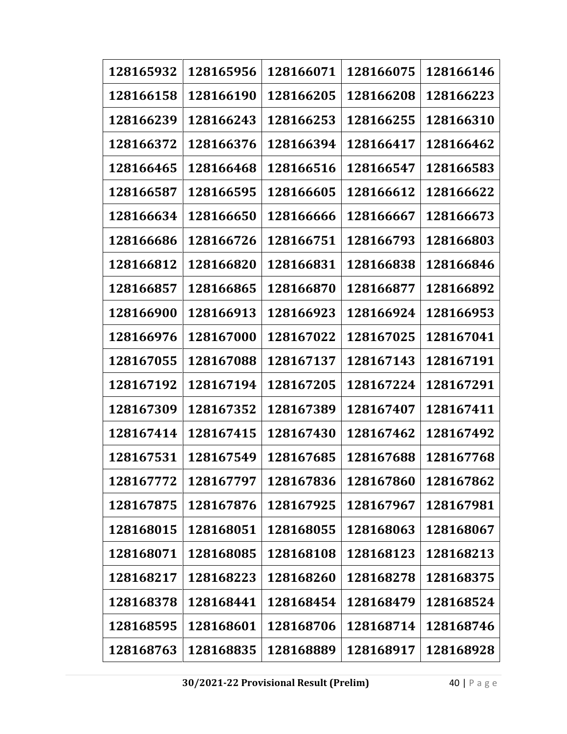| 128165932 | 128165956 | 128166071 | 128166075 | 128166146 |
|---|---|---|---|---|
| 128166158 | 128166190 | 128166205 | 128166208 | 128166223 |
| 128166239 | 128166243 | 128166253 | 128166255 | 128166310 |
| 128166372 | 128166376 | 128166394 | 128166417 | 128166462 |
| 128166465 | 128166468 | 128166516 | 128166547 | 128166583 |
| 128166587 | 128166595 | 128166605 | 128166612 | 128166622 |
| 128166634 | 128166650 | 128166666 | 128166667 | 128166673 |
| 128166686 | 128166726 | 128166751 | 128166793 | 128166803 |
| 128166812 | 128166820 | 128166831 | 128166838 | 128166846 |
| 128166857 | 128166865 | 128166870 | 128166877 | 128166892 |
| 128166900 | 128166913 | 128166923 | 128166924 | 128166953 |
| 128166976 | 128167000 | 128167022 | 128167025 | 128167041 |
| 128167055 | 128167088 | 128167137 | 128167143 | 128167191 |
| 128167192 | 128167194 | 128167205 | 128167224 | 128167291 |
| 128167309 | 128167352 | 128167389 | 128167407 | 128167411 |
| 128167414 | 128167415 | 128167430 | 128167462 | 128167492 |
| 128167531 | 128167549 | 128167685 | 128167688 | 128167768 |
| 128167772 | 128167797 | 128167836 | 128167860 | 128167862 |
| 128167875 | 128167876 | 128167925 | 128167967 | 128167981 |
| 128168015 | 128168051 | 128168055 | 128168063 | 128168067 |
| 128168071 | 128168085 | 128168108 | 128168123 | 128168213 |
| 128168217 | 128168223 | 128168260 | 128168278 | 128168375 |
| 128168378 | 128168441 | 128168454 | 128168479 | 128168524 |
| 128168595 | 128168601 | 128168706 | 128168714 | 128168746 |
| 128168763 | 128168835 | 128168889 | 128168917 | 128168928 |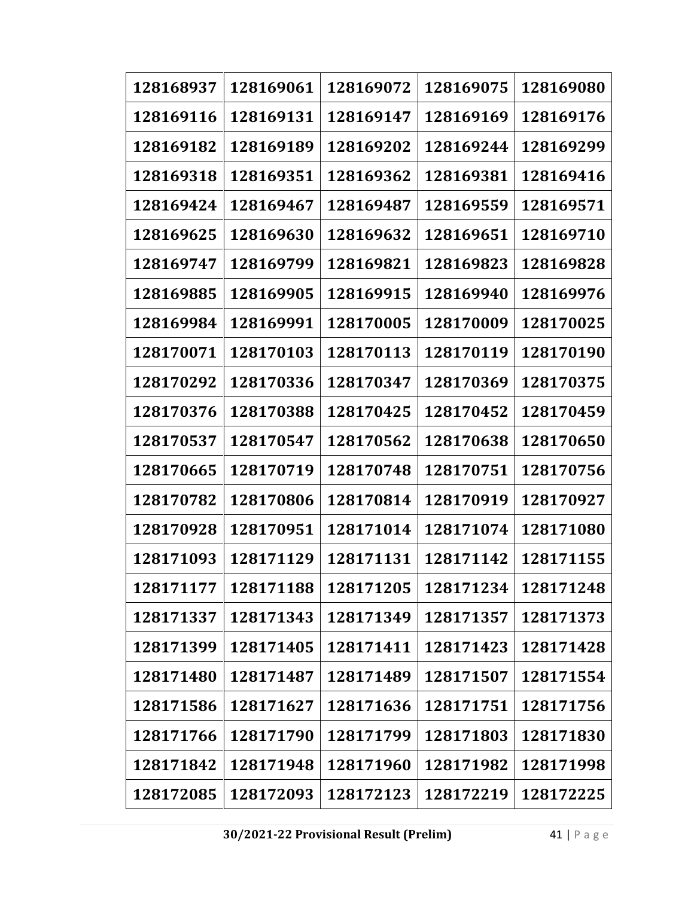| 128168937 | 128169061 | 128169072 | 128169075 | 128169080 |
|---|---|---|---|---|
| 128169116 | 128169131 | 128169147 | 128169169 | 128169176 |
| 128169182 | 128169189 | 128169202 | 128169244 | 128169299 |
| 128169318 | 128169351 | 128169362 | 128169381 | 128169416 |
| 128169424 | 128169467 | 128169487 | 128169559 | 128169571 |
| 128169625 | 128169630 | 128169632 | 128169651 | 128169710 |
| 128169747 | 128169799 | 128169821 | 128169823 | 128169828 |
| 128169885 | 128169905 | 128169915 | 128169940 | 128169976 |
| 128169984 | 128169991 | 128170005 | 128170009 | 128170025 |
| 128170071 | 128170103 | 128170113 | 128170119 | 128170190 |
| 128170292 | 128170336 | 128170347 | 128170369 | 128170375 |
| 128170376 | 128170388 | 128170425 | 128170452 | 128170459 |
| 128170537 | 128170547 | 128170562 | 128170638 | 128170650 |
| 128170665 | 128170719 | 128170748 | 128170751 | 128170756 |
| 128170782 | 128170806 | 128170814 | 128170919 | 128170927 |
| 128170928 | 128170951 | 128171014 | 128171074 | 128171080 |
| 128171093 | 128171129 | 128171131 | 128171142 | 128171155 |
| 128171177 | 128171188 | 128171205 | 128171234 | 128171248 |
| 128171337 | 128171343 | 128171349 | 128171357 | 128171373 |
| 128171399 | 128171405 | 128171411 | 128171423 | 128171428 |
| 128171480 | 128171487 | 128171489 | 128171507 | 128171554 |
| 128171586 | 128171627 | 128171636 | 128171751 | 128171756 |
| 128171766 | 128171790 | 128171799 | 128171803 | 128171830 |
| 128171842 | 128171948 | 128171960 | 128171982 | 128171998 |
| 128172085 | 128172093 | 128172123 | 128172219 | 128172225 |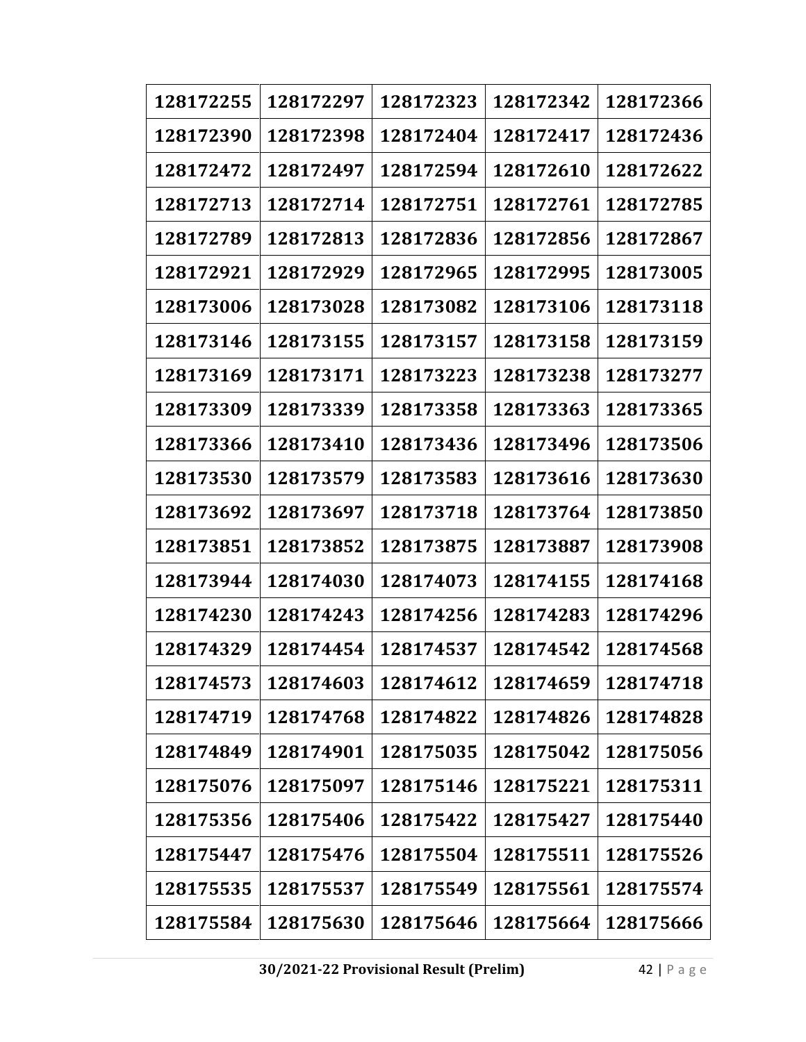| 128172255 | 128172297 | 128172323 | 128172342 | 128172366 |
|---|---|---|---|---|
| 128172390 | 128172398 | 128172404 | 128172417 | 128172436 |
| 128172472 | 128172497 | 128172594 | 128172610 | 128172622 |
| 128172713 | 128172714 | 128172751 | 128172761 | 128172785 |
| 128172789 | 128172813 | 128172836 | 128172856 | 128172867 |
| 128172921 | 128172929 | 128172965 | 128172995 | 128173005 |
| 128173006 | 128173028 | 128173082 | 128173106 | 128173118 |
| 128173146 | 128173155 | 128173157 | 128173158 | 128173159 |
| 128173169 | 128173171 | 128173223 | 128173238 | 128173277 |
| 128173309 | 128173339 | 128173358 | 128173363 | 128173365 |
| 128173366 | 128173410 | 128173436 | 128173496 | 128173506 |
| 128173530 | 128173579 | 128173583 | 128173616 | 128173630 |
| 128173692 | 128173697 | 128173718 | 128173764 | 128173850 |
| 128173851 | 128173852 | 128173875 | 128173887 | 128173908 |
| 128173944 | 128174030 | 128174073 | 128174155 | 128174168 |
| 128174230 | 128174243 | 128174256 | 128174283 | 128174296 |
| 128174329 | 128174454 | 128174537 | 128174542 | 128174568 |
| 128174573 | 128174603 | 128174612 | 128174659 | 128174718 |
| 128174719 | 128174768 | 128174822 | 128174826 | 128174828 |
| 128174849 | 128174901 | 128175035 | 128175042 | 128175056 |
| 128175076 | 128175097 | 128175146 | 128175221 | 128175311 |
| 128175356 | 128175406 | 128175422 | 128175427 | 128175440 |
| 128175447 | 128175476 | 128175504 | 128175511 | 128175526 |
| 128175535 | 128175537 | 128175549 | 128175561 | 128175574 |
| 128175584 | 128175630 | 128175646 | 128175664 | 128175666 |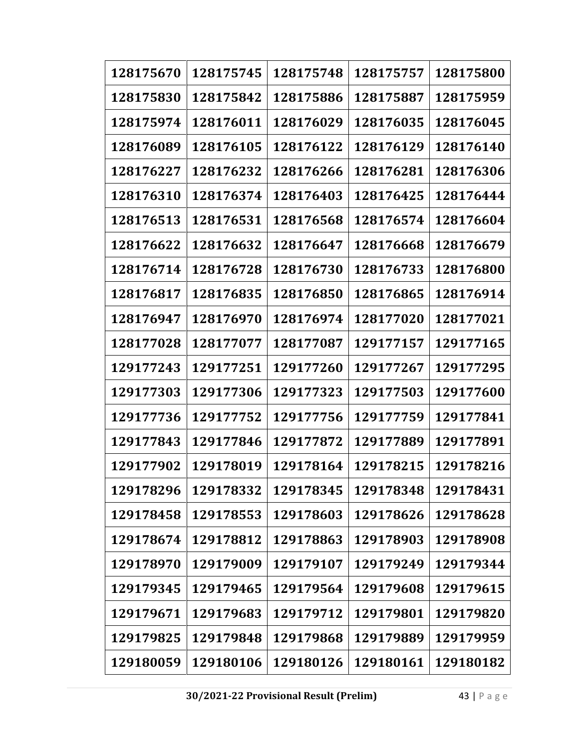| 128175670 | 128175745 | 128175748 | 128175757 | 128175800 |
|---|---|---|---|---|
| 128175830 | 128175842 | 128175886 | 128175887 | 128175959 |
| 128175974 | 128176011 | 128176029 | 128176035 | 128176045 |
| 128176089 | 128176105 | 128176122 | 128176129 | 128176140 |
| 128176227 | 128176232 | 128176266 | 128176281 | 128176306 |
| 128176310 | 128176374 | 128176403 | 128176425 | 128176444 |
| 128176513 | 128176531 | 128176568 | 128176574 | 128176604 |
| 128176622 | 128176632 | 128176647 | 128176668 | 128176679 |
| 128176714 | 128176728 | 128176730 | 128176733 | 128176800 |
| 128176817 | 128176835 | 128176850 | 128176865 | 128176914 |
| 128176947 | 128176970 | 128176974 | 128177020 | 128177021 |
| 128177028 | 128177077 | 128177087 | 129177157 | 129177165 |
| 129177243 | 129177251 | 129177260 | 129177267 | 129177295 |
| 129177303 | 129177306 | 129177323 | 129177503 | 129177600 |
| 129177736 | 129177752 | 129177756 | 129177759 | 129177841 |
| 129177843 | 129177846 | 129177872 | 129177889 | 129177891 |
| 129177902 | 129178019 | 129178164 | 129178215 | 129178216 |
| 129178296 | 129178332 | 129178345 | 129178348 | 129178431 |
| 129178458 | 129178553 | 129178603 | 129178626 | 129178628 |
| 129178674 | 129178812 | 129178863 | 129178903 | 129178908 |
| 129178970 | 129179009 | 129179107 | 129179249 | 129179344 |
| 129179345 | 129179465 | 129179564 | 129179608 | 129179615 |
| 129179671 | 129179683 | 129179712 | 129179801 | 129179820 |
| 129179825 | 129179848 | 129179868 | 129179889 | 129179959 |
| 129180059 | 129180106 | 129180126 | 129180161 | 129180182 |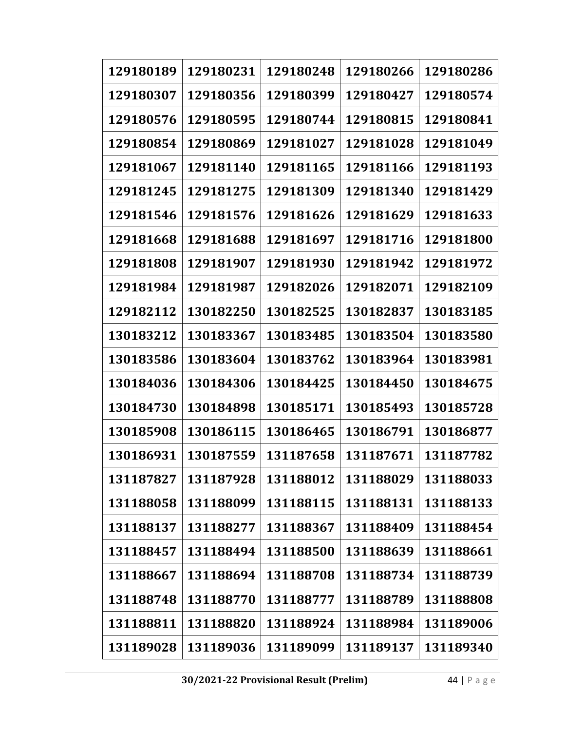| 129180189 | 129180231 | 129180248 | 129180266 | 129180286 |
|---|---|---|---|---|
| 129180307 | 129180356 | 129180399 | 129180427 | 129180574 |
| 129180576 | 129180595 | 129180744 | 129180815 | 129180841 |
| 129180854 | 129180869 | 129181027 | 129181028 | 129181049 |
| 129181067 | 129181140 | 129181165 | 129181166 | 129181193 |
| 129181245 | 129181275 | 129181309 | 129181340 | 129181429 |
| 129181546 | 129181576 | 129181626 | 129181629 | 129181633 |
| 129181668 | 129181688 | 129181697 | 129181716 | 129181800 |
| 129181808 | 129181907 | 129181930 | 129181942 | 129181972 |
| 129181984 | 129181987 | 129182026 | 129182071 | 129182109 |
| 129182112 | 130182250 | 130182525 | 130182837 | 130183185 |
| 130183212 | 130183367 | 130183485 | 130183504 | 130183580 |
| 130183586 | 130183604 | 130183762 | 130183964 | 130183981 |
| 130184036 | 130184306 | 130184425 | 130184450 | 130184675 |
| 130184730 | 130184898 | 130185171 | 130185493 | 130185728 |
| 130185908 | 130186115 | 130186465 | 130186791 | 130186877 |
| 130186931 | 130187559 | 131187658 | 131187671 | 131187782 |
| 131187827 | 131187928 | 131188012 | 131188029 | 131188033 |
| 131188058 | 131188099 | 131188115 | 131188131 | 131188133 |
| 131188137 | 131188277 | 131188367 | 131188409 | 131188454 |
| 131188457 | 131188494 | 131188500 | 131188639 | 131188661 |
| 131188667 | 131188694 | 131188708 | 131188734 | 131188739 |
| 131188748 | 131188770 | 131188777 | 131188789 | 131188808 |
| 131188811 | 131188820 | 131188924 | 131188984 | 131189006 |
| 131189028 | 131189036 | 131189099 | 131189137 | 131189340 |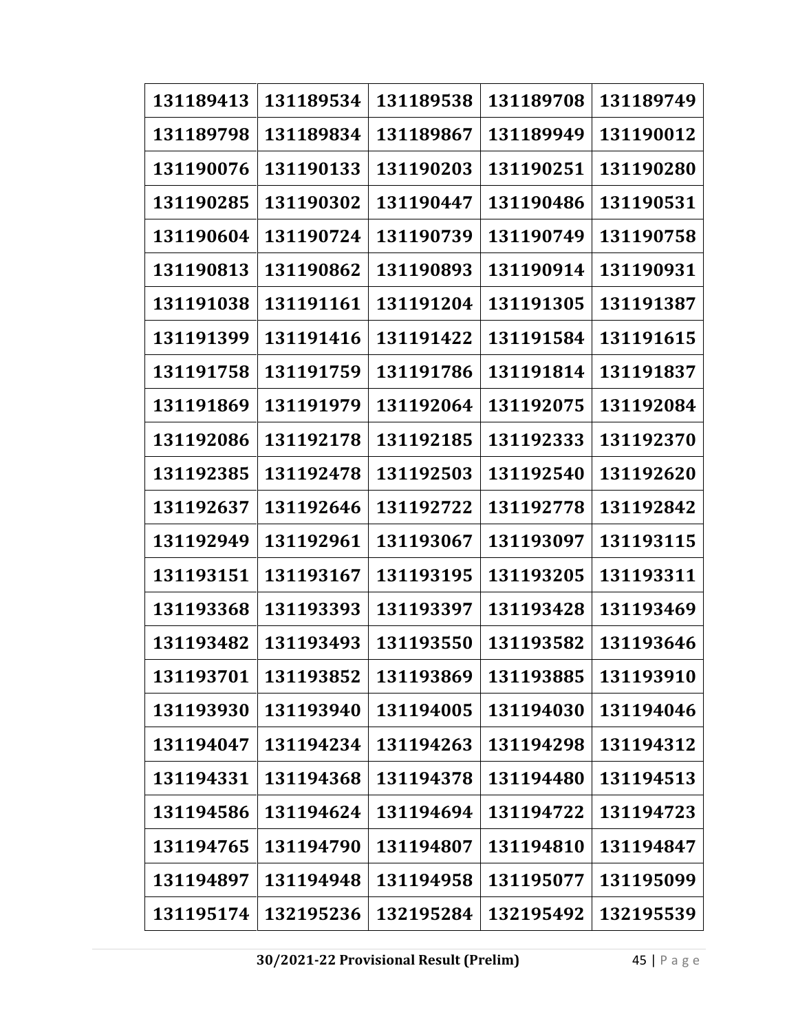| 131189413 | 131189534 | 131189538 | 131189708 | 131189749 |
|---|---|---|---|---|
| 131189798 | 131189834 | 131189867 | 131189949 | 131190012 |
| 131190076 | 131190133 | 131190203 | 131190251 | 131190280 |
| 131190285 | 131190302 | 131190447 | 131190486 | 131190531 |
| 131190604 | 131190724 | 131190739 | 131190749 | 131190758 |
| 131190813 | 131190862 | 131190893 | 131190914 | 131190931 |
| 131191038 | 131191161 | 131191204 | 131191305 | 131191387 |
| 131191399 | 131191416 | 131191422 | 131191584 | 131191615 |
| 131191758 | 131191759 | 131191786 | 131191814 | 131191837 |
| 131191869 | 131191979 | 131192064 | 131192075 | 131192084 |
| 131192086 | 131192178 | 131192185 | 131192333 | 131192370 |
| 131192385 | 131192478 | 131192503 | 131192540 | 131192620 |
| 131192637 | 131192646 | 131192722 | 131192778 | 131192842 |
| 131192949 | 131192961 | 131193067 | 131193097 | 131193115 |
| 131193151 | 131193167 | 131193195 | 131193205 | 131193311 |
| 131193368 | 131193393 | 131193397 | 131193428 | 131193469 |
| 131193482 | 131193493 | 131193550 | 131193582 | 131193646 |
| 131193701 | 131193852 | 131193869 | 131193885 | 131193910 |
| 131193930 | 131193940 | 131194005 | 131194030 | 131194046 |
| 131194047 | 131194234 | 131194263 | 131194298 | 131194312 |
| 131194331 | 131194368 | 131194378 | 131194480 | 131194513 |
| 131194586 | 131194624 | 131194694 | 131194722 | 131194723 |
| 131194765 | 131194790 | 131194807 | 131194810 | 131194847 |
| 131194897 | 131194948 | 131194958 | 131195077 | 131195099 |
| 131195174 | 132195236 | 132195284 | 132195492 | 132195539 |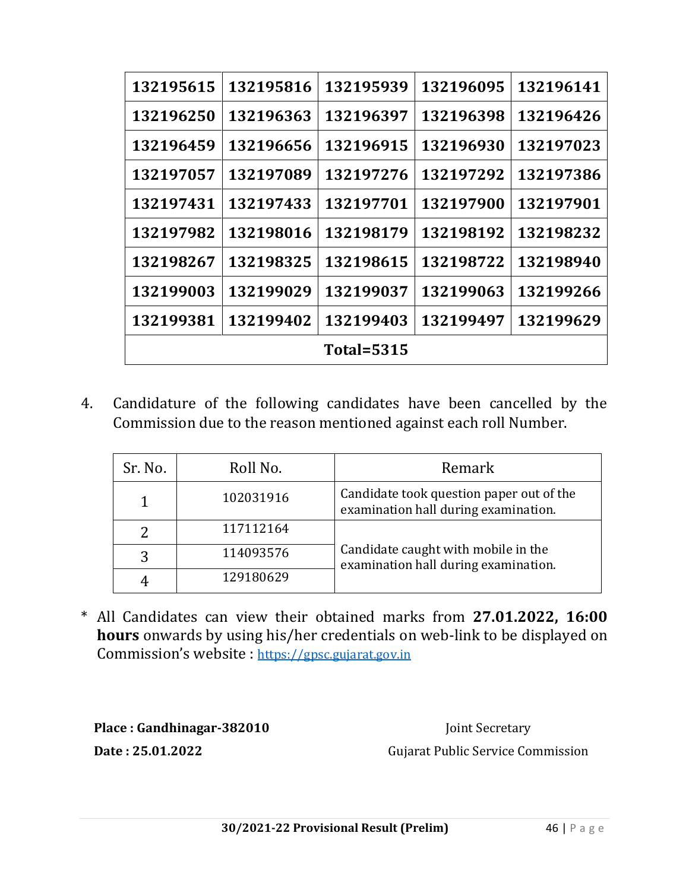| | | | | |
|---|---|---|---|---|
| **132195615** | **132195816** | **132195939** | **132196095** | **132196141** |
| **132196250** | **132196363** | **132196397** | **132196398** | **132196426** |
| **132196459** | **132196656** | **132196915** | **132196930** | **132197023** |
| **132197057** | **132197089** | **132197276** | **132197292** | **132197386** |
| **132197431** | **132197433** | **132197701** | **132197900** | **132197901** |
| **132197982** | **132198016** | **132198179** | **132198192** | **132198232** |
| **132198267** | **132198325** | **132198615** | **132198722** | **132198940** |
| **132199003** | **132199029** | **132199037** | **132199063** | **132199266** |
| **132199381** | **132199402** | **132199403** | **132199497** | **132199629** |
| **Total=5315** | | | | |

4. Candidature of the following candidates have been cancelled by the Commission due to the reason mentioned against each roll Number.

| Sr. No. | Roll No. | Remark |
|---|---|---|
| 1 | 102031916 | Candidate took question paper out of the examination hall during examination. |
| 2 | 117112164 | Candidate caught with mobile in the examination hall during examination. |
| 3 | 114093576 | |
| 4 | 129180629 | |

* All Candidates can view their obtained marks from **27.01.2022, 16:00 hours** onwards by using his/her credentials on web-link to be displayed on Commission's website : https://gpsc.gujarat.gov.in

**Place : Gandhinagar-382010**

**Date : 25.01.2022**

Joint Secretary

Gujarat Public Service Commission